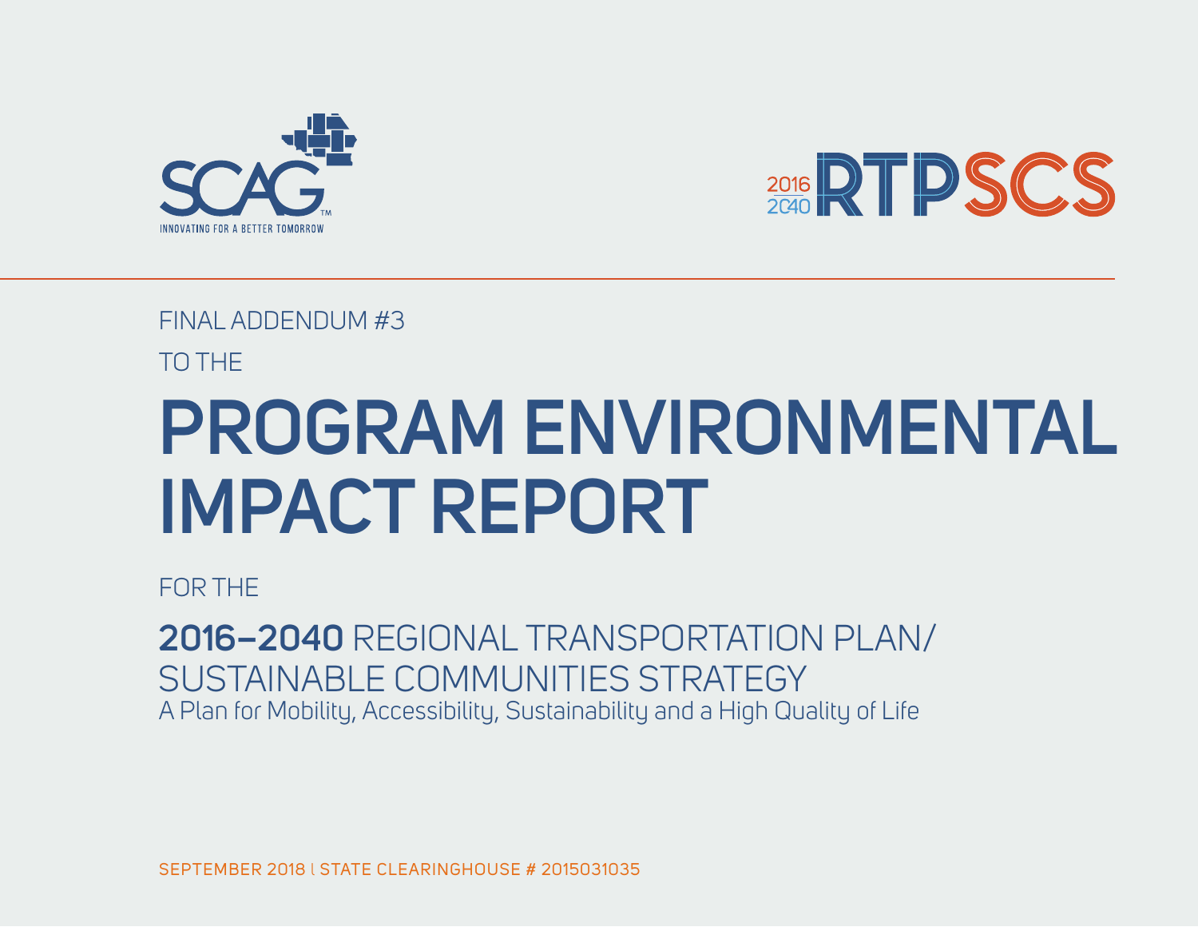SCAG™

INNOVATING FOR A BETTER TOMORROW

2016 2040 RTPSCS

FINAL ADDENDUM #3

TO THE

# PROGRAM ENVIRONMENTAL IMPACT REPORT

FOR THE

## **2016–2040** REGIONAL TRANSPORTATION PLAN/ SUSTAINABLE COMMUNITIES STRATEGY

A Plan for Mobility, Accessibility, Sustainability and a High Quality of Life

SEPTEMBER 2018 | STATE CLEARINGHOUSE # 2015031035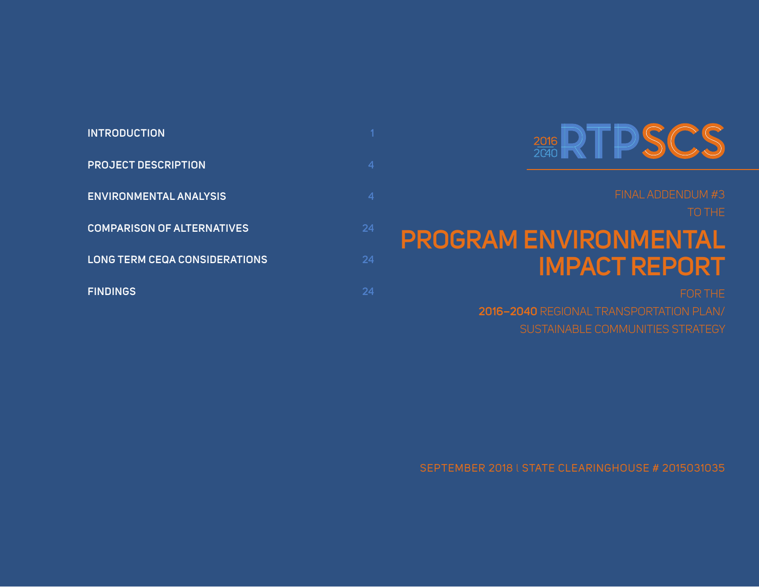| | |
|---|---|
| INTRODUCTION | 1 |
| PROJECT DESCRIPTION | 4 |
| ENVIRONMENTAL ANALYSIS | 4 |
| COMPARISON OF ALTERNATIVES | 24 |
| LONG TERM CEQA CONSIDERATIONS | 24 |
| FINDINGS | 24 |

2016 2040 RTPSCS

FINAL ADDENDUM #3

TO THE

# PROGRAM ENVIRONMENTAL IMPACT REPORT

FOR THE

**2016–2040** REGIONAL TRANSPORTATION PLAN/ SUSTAINABLE COMMUNITIES STRATEGY

SEPTEMBER 2018 | STATE CLEARINGHOUSE # 2015031035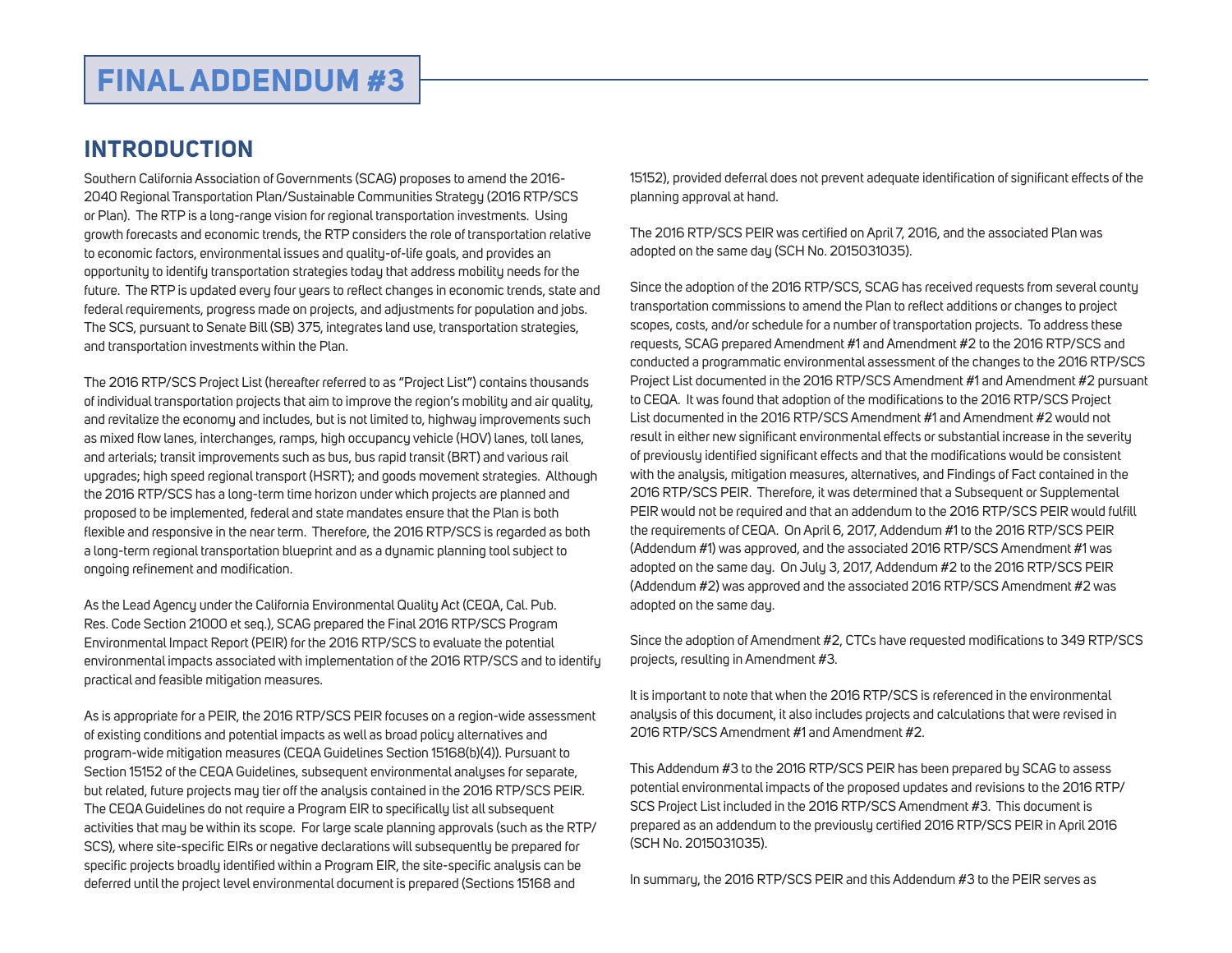# FINAL ADDENDUM #3

## INTRODUCTION

Southern California Association of Governments (SCAG) proposes to amend the 2016-2040 Regional Transportation Plan/Sustainable Communities Strategy (2016 RTP/SCS or Plan). The RTP is a long-range vision for regional transportation investments. Using growth forecasts and economic trends, the RTP considers the role of transportation relative to economic factors, environmental issues and quality-of-life goals, and provides an opportunity to identify transportation strategies today that address mobility needs for the future. The RTP is updated every four years to reflect changes in economic trends, state and federal requirements, progress made on projects, and adjustments for population and jobs. The SCS, pursuant to Senate Bill (SB) 375, integrates land use, transportation strategies, and transportation investments within the Plan.

The 2016 RTP/SCS Project List (hereafter referred to as "Project List") contains thousands of individual transportation projects that aim to improve the region's mobility and air quality, and revitalize the economy and includes, but is not limited to, highway improvements such as mixed flow lanes, interchanges, ramps, high occupancy vehicle (HOV) lanes, toll lanes, and arterials; transit improvements such as bus, bus rapid transit (BRT) and various rail upgrades; high speed regional transport (HSRT); and goods movement strategies. Although the 2016 RTP/SCS has a long-term time horizon under which projects are planned and proposed to be implemented, federal and state mandates ensure that the Plan is both flexible and responsive in the near term. Therefore, the 2016 RTP/SCS is regarded as both a long-term regional transportation blueprint and as a dynamic planning tool subject to ongoing refinement and modification.

As the Lead Agency under the California Environmental Quality Act (CEQA, Cal. Pub. Res. Code Section 21000 et seq.), SCAG prepared the Final 2016 RTP/SCS Program Environmental Impact Report (PEIR) for the 2016 RTP/SCS to evaluate the potential environmental impacts associated with implementation of the 2016 RTP/SCS and to identify practical and feasible mitigation measures.

As is appropriate for a PEIR, the 2016 RTP/SCS PEIR focuses on a region-wide assessment of existing conditions and potential impacts as well as broad policy alternatives and program-wide mitigation measures (CEQA Guidelines Section 15168(b)(4)). Pursuant to Section 15152 of the CEQA Guidelines, subsequent environmental analyses for separate, but related, future projects may tier off the analysis contained in the 2016 RTP/SCS PEIR. The CEQA Guidelines do not require a Program EIR to specifically list all subsequent activities that may be within its scope. For large scale planning approvals (such as the RTP/SCS), where site-specific EIRs or negative declarations will subsequently be prepared for specific projects broadly identified within a Program EIR, the site-specific analysis can be deferred until the project level environmental document is prepared (Sections 15168 and 15152), provided deferral does not prevent adequate identification of significant effects of the planning approval at hand.

The 2016 RTP/SCS PEIR was certified on April 7, 2016, and the associated Plan was adopted on the same day (SCH No. 2015031035).

Since the adoption of the 2016 RTP/SCS, SCAG has received requests from several county transportation commissions to amend the Plan to reflect additions or changes to project scopes, costs, and/or schedule for a number of transportation projects. To address these requests, SCAG prepared Amendment #1 and Amendment #2 to the 2016 RTP/SCS and conducted a programmatic environmental assessment of the changes to the 2016 RTP/SCS Project List documented in the 2016 RTP/SCS Amendment #1 and Amendment #2 pursuant to CEQA. It was found that adoption of the modifications to the 2016 RTP/SCS Project List documented in the 2016 RTP/SCS Amendment #1 and Amendment #2 would not result in either new significant environmental effects or substantial increase in the severity of previously identified significant effects and that the modifications would be consistent with the analysis, mitigation measures, alternatives, and Findings of Fact contained in the 2016 RTP/SCS PEIR. Therefore, it was determined that a Subsequent or Supplemental PEIR would not be required and that an addendum to the 2016 RTP/SCS PEIR would fulfill the requirements of CEQA. On April 6, 2017, Addendum #1 to the 2016 RTP/SCS PEIR (Addendum #1) was approved, and the associated 2016 RTP/SCS Amendment #1 was adopted on the same day. On July 3, 2017, Addendum #2 to the 2016 RTP/SCS PEIR (Addendum #2) was approved and the associated 2016 RTP/SCS Amendment #2 was adopted on the same day.

Since the adoption of Amendment #2, CTCs have requested modifications to 349 RTP/SCS projects, resulting in Amendment #3.

It is important to note that when the 2016 RTP/SCS is referenced in the environmental analysis of this document, it also includes projects and calculations that were revised in 2016 RTP/SCS Amendment #1 and Amendment #2.

This Addendum #3 to the 2016 RTP/SCS PEIR has been prepared by SCAG to assess potential environmental impacts of the proposed updates and revisions to the 2016 RTP/SCS Project List included in the 2016 RTP/SCS Amendment #3. This document is prepared as an addendum to the previously certified 2016 RTP/SCS PEIR in April 2016 (SCH No. 2015031035).

In summary, the 2016 RTP/SCS PEIR and this Addendum #3 to the PEIR serves as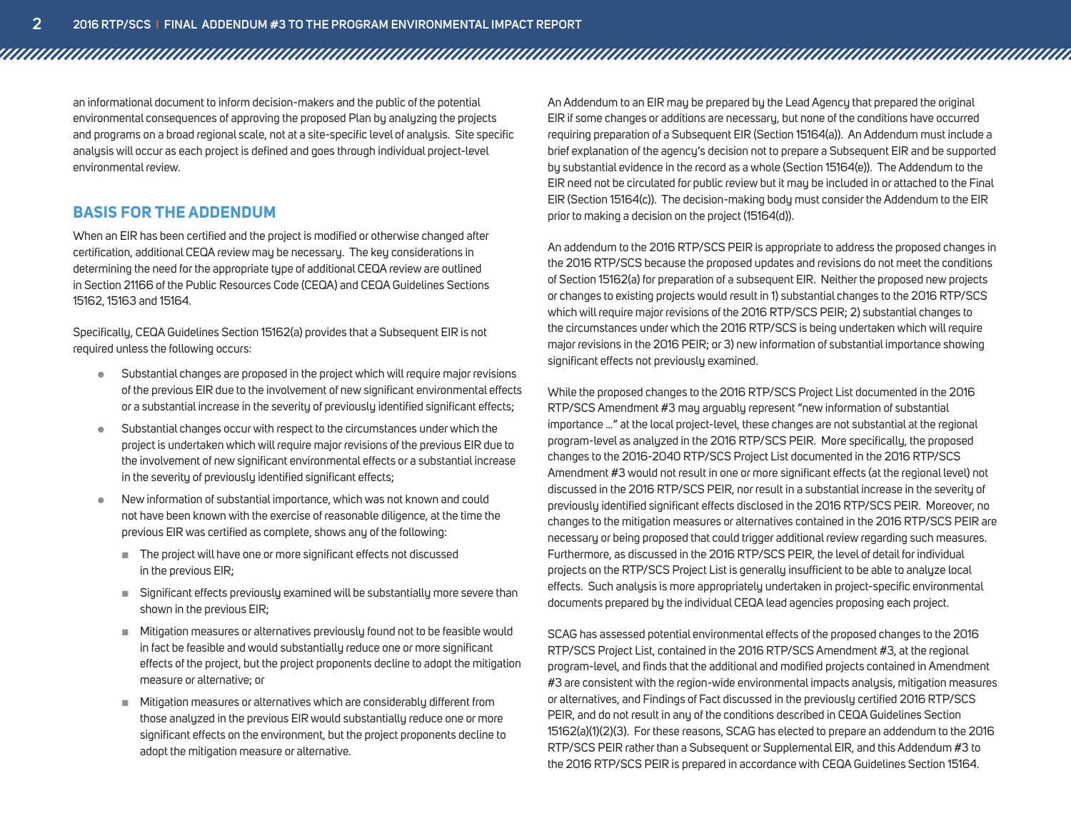an informational document to inform decision-makers and the public of the potential environmental consequences of approving the proposed Plan by analyzing the projects and programs on a broad regional scale, not at a site-specific level of analysis. Site specific analysis will occur as each project is defined and goes through individual project-level environmental review.

## BASIS FOR THE ADDENDUM

When an EIR has been certified and the project is modified or otherwise changed after certification, additional CEQA review may be necessary. The key considerations in determining the need for the appropriate type of additional CEQA review are outlined in Section 21166 of the Public Resources Code (CEQA) and CEQA Guidelines Sections 15162, 15163 and 15164.

Specifically, CEQA Guidelines Section 15162(a) provides that a Subsequent EIR is not required unless the following occurs:

- Substantial changes are proposed in the project which will require major revisions of the previous EIR due to the involvement of new significant environmental effects or a substantial increase in the severity of previously identified significant effects;
- Substantial changes occur with respect to the circumstances under which the project is undertaken which will require major revisions of the previous EIR due to the involvement of new significant environmental effects or a substantial increase in the severity of previously identified significant effects;
- New information of substantial importance, which was not known and could not have been known with the exercise of reasonable diligence, at the time the previous EIR was certified as complete, shows any of the following:
  - The project will have one or more significant effects not discussed in the previous EIR;
  - Significant effects previously examined will be substantially more severe than shown in the previous EIR;
  - Mitigation measures or alternatives previously found not to be feasible would in fact be feasible and would substantially reduce one or more significant effects of the project, but the project proponents decline to adopt the mitigation measure or alternative; or
  - Mitigation measures or alternatives which are considerably different from those analyzed in the previous EIR would substantially reduce one or more significant effects on the environment, but the project proponents decline to adopt the mitigation measure or alternative.

An Addendum to an EIR may be prepared by the Lead Agency that prepared the original EIR if some changes or additions are necessary, but none of the conditions have occurred requiring preparation of a Subsequent EIR (Section 15164(a)). An Addendum must include a brief explanation of the agency's decision not to prepare a Subsequent EIR and be supported by substantial evidence in the record as a whole (Section 15164(e)). The Addendum to the EIR need not be circulated for public review but it may be included in or attached to the Final EIR (Section 15164(c)). The decision-making body must consider the Addendum to the EIR prior to making a decision on the project (15164(d)).

An addendum to the 2016 RTP/SCS PEIR is appropriate to address the proposed changes in the 2016 RTP/SCS because the proposed updates and revisions do not meet the conditions of Section 15162(a) for preparation of a subsequent EIR. Neither the proposed new projects or changes to existing projects would result in 1) substantial changes to the 2016 RTP/SCS which will require major revisions of the 2016 RTP/SCS PEIR; 2) substantial changes to the circumstances under which the 2016 RTP/SCS is being undertaken which will require major revisions in the 2016 PEIR; or 3) new information of substantial importance showing significant effects not previously examined.

While the proposed changes to the 2016 RTP/SCS Project List documented in the 2016 RTP/SCS Amendment #3 may arguably represent "new information of substantial importance ..." at the local project-level, these changes are not substantial at the regional program-level as analyzed in the 2016 RTP/SCS PEIR. More specifically, the proposed changes to the 2016-2040 RTP/SCS Project List documented in the 2016 RTP/SCS Amendment #3 would not result in one or more significant effects (at the regional level) not discussed in the 2016 RTP/SCS PEIR, nor result in a substantial increase in the severity of previously identified significant effects disclosed in the 2016 RTP/SCS PEIR. Moreover, no changes to the mitigation measures or alternatives contained in the 2016 RTP/SCS PEIR are necessary or being proposed that could trigger additional review regarding such measures. Furthermore, as discussed in the 2016 RTP/SCS PEIR, the level of detail for individual projects on the RTP/SCS Project List is generally insufficient to be able to analyze local effects. Such analysis is more appropriately undertaken in project-specific environmental documents prepared by the individual CEQA lead agencies proposing each project.

SCAG has assessed potential environmental effects of the proposed changes to the 2016 RTP/SCS Project List, contained in the 2016 RTP/SCS Amendment #3, at the regional program-level, and finds that the additional and modified projects contained in Amendment #3 are consistent with the region-wide environmental impacts analysis, mitigation measures or alternatives, and Findings of Fact discussed in the previously certified 2016 RTP/SCS PEIR, and do not result in any of the conditions described in CEQA Guidelines Section 15162(a)(1)(2)(3). For these reasons, SCAG has elected to prepare an addendum to the 2016 RTP/SCS PEIR rather than a Subsequent or Supplemental EIR, and this Addendum #3 to the 2016 RTP/SCS PEIR is prepared in accordance with CEQA Guidelines Section 15164.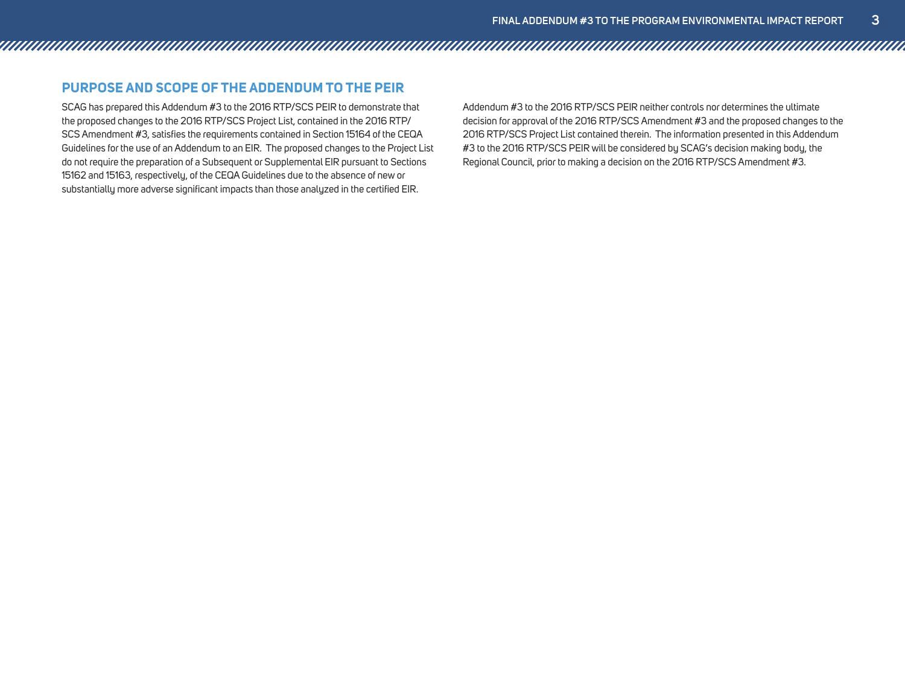## PURPOSE AND SCOPE OF THE ADDENDUM TO THE PEIR

SCAG has prepared this Addendum #3 to the 2016 RTP/SCS PEIR to demonstrate that the proposed changes to the 2016 RTP/SCS Project List, contained in the 2016 RTP/SCS Amendment #3, satisfies the requirements contained in Section 15164 of the CEQA Guidelines for the use of an Addendum to an EIR. The proposed changes to the Project List do not require the preparation of a Subsequent or Supplemental EIR pursuant to Sections 15162 and 15163, respectively, of the CEQA Guidelines due to the absence of new or substantially more adverse significant impacts than those analyzed in the certified EIR.

Addendum #3 to the 2016 RTP/SCS PEIR neither controls nor determines the ultimate decision for approval of the 2016 RTP/SCS Amendment #3 and the proposed changes to the 2016 RTP/SCS Project List contained therein. The information presented in this Addendum #3 to the 2016 RTP/SCS PEIR will be considered by SCAG's decision making body, the Regional Council, prior to making a decision on the 2016 RTP/SCS Amendment #3.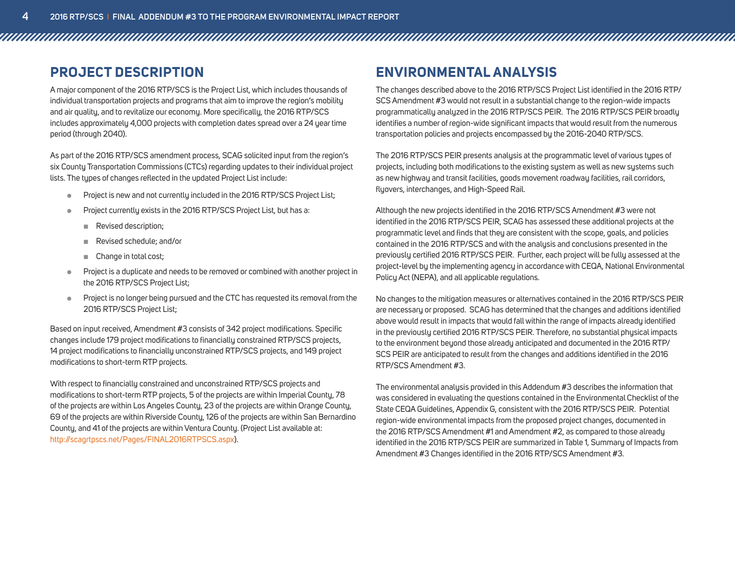## PROJECT DESCRIPTION

A major component of the 2016 RTP/SCS is the Project List, which includes thousands of individual transportation projects and programs that aim to improve the region's mobility and air quality, and to revitalize our economy. More specifically, the 2016 RTP/SCS includes approximately 4,000 projects with completion dates spread over a 24 year time period (through 2040).

As part of the 2016 RTP/SCS amendment process, SCAG solicited input from the region's six County Transportation Commissions (CTCs) regarding updates to their individual project lists. The types of changes reflected in the updated Project List include:

- Project is new and not currently included in the 2016 RTP/SCS Project List;
- Project currently exists in the 2016 RTP/SCS Project List, but has a:
  - Revised description;
  - Revised schedule; and/or
  - Change in total cost;
- Project is a duplicate and needs to be removed or combined with another project in the 2016 RTP/SCS Project List;
- Project is no longer being pursued and the CTC has requested its removal from the 2016 RTP/SCS Project List;

Based on input received, Amendment #3 consists of 342 project modifications. Specific changes include 179 project modifications to financially constrained RTP/SCS projects, 14 project modifications to financially unconstrained RTP/SCS projects, and 149 project modifications to short-term RTP projects.

With respect to financially constrained and unconstrained RTP/SCS projects and modifications to short-term RTP projects, 5 of the projects are within Imperial County, 78 of the projects are within Los Angeles County, 23 of the projects are within Orange County, 69 of the projects are within Riverside County, 126 of the projects are within San Bernardino County, and 41 of the projects are within Ventura County. (Project List available at: http://scagrtpscs.net/Pages/FINAL2016RTPSCS.aspx).

## ENVIRONMENTAL ANALYSIS

The changes described above to the 2016 RTP/SCS Project List identified in the 2016 RTP/SCS Amendment #3 would not result in a substantial change to the region-wide impacts programmatically analyzed in the 2016 RTP/SCS PEIR. The 2016 RTP/SCS PEIR broadly identifies a number of region-wide significant impacts that would result from the numerous transportation policies and projects encompassed by the 2016-2040 RTP/SCS.

The 2016 RTP/SCS PEIR presents analysis at the programmatic level of various types of projects, including both modifications to the existing system as well as new systems such as new highway and transit facilities, goods movement roadway facilities, rail corridors, flyovers, interchanges, and High-Speed Rail.

Although the new projects identified in the 2016 RTP/SCS Amendment #3 were not identified in the 2016 RTP/SCS PEIR, SCAG has assessed these additional projects at the programmatic level and finds that they are consistent with the scope, goals, and policies contained in the 2016 RTP/SCS and with the analysis and conclusions presented in the previously certified 2016 RTP/SCS PEIR. Further, each project will be fully assessed at the project-level by the implementing agency in accordance with CEQA, National Environmental Policy Act (NEPA), and all applicable regulations.

No changes to the mitigation measures or alternatives contained in the 2016 RTP/SCS PEIR are necessary or proposed. SCAG has determined that the changes and additions identified above would result in impacts that would fall within the range of impacts already identified in the previously certified 2016 RTP/SCS PEIR. Therefore, no substantial physical impacts to the environment beyond those already anticipated and documented in the 2016 RTP/SCS PEIR are anticipated to result from the changes and additions identified in the 2016 RTP/SCS Amendment #3.

The environmental analysis provided in this Addendum #3 describes the information that was considered in evaluating the questions contained in the Environmental Checklist of the State CEQA Guidelines, Appendix G, consistent with the 2016 RTP/SCS PEIR. Potential region-wide environmental impacts from the proposed project changes, documented in the 2016 RTP/SCS Amendment #1 and Amendment #2, as compared to those already identified in the 2016 RTP/SCS PEIR are summarized in Table 1, Summary of Impacts from Amendment #3 Changes identified in the 2016 RTP/SCS Amendment #3.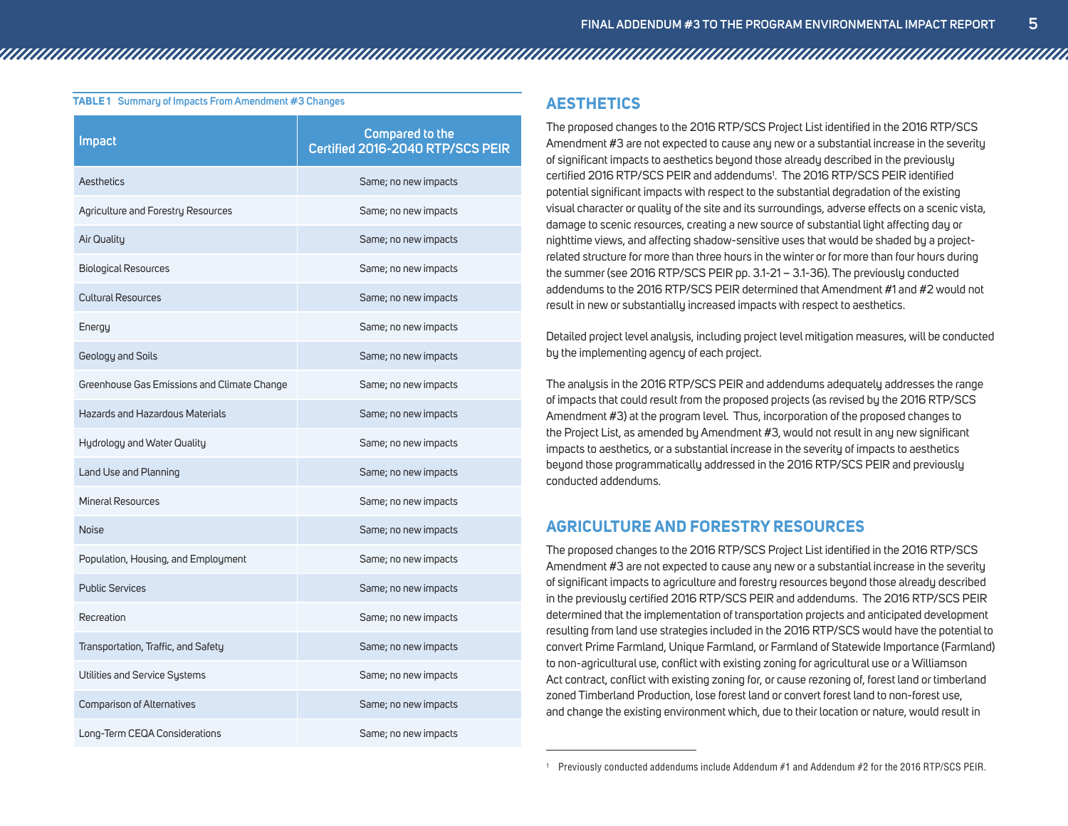**TABLE 1** Summary of Impacts From Amendment #3 Changes

| Impact | Compared to the Certified 2016-2040 RTP/SCS PEIR |
|---|---|
| Aesthetics | Same; no new impacts |
| Agriculture and Forestry Resources | Same; no new impacts |
| Air Quality | Same; no new impacts |
| Biological Resources | Same; no new impacts |
| Cultural Resources | Same; no new impacts |
| Energy | Same; no new impacts |
| Geology and Soils | Same; no new impacts |
| Greenhouse Gas Emissions and Climate Change | Same; no new impacts |
| Hazards and Hazardous Materials | Same; no new impacts |
| Hydrology and Water Quality | Same; no new impacts |
| Land Use and Planning | Same; no new impacts |
| Mineral Resources | Same; no new impacts |
| Noise | Same; no new impacts |
| Population, Housing, and Employment | Same; no new impacts |
| Public Services | Same; no new impacts |
| Recreation | Same; no new impacts |
| Transportation, Traffic, and Safety | Same; no new impacts |
| Utilities and Service Systems | Same; no new impacts |
| Comparison of Alternatives | Same; no new impacts |
| Long-Term CEQA Considerations | Same; no new impacts |

## AESTHETICS

The proposed changes to the 2016 RTP/SCS Project List identified in the 2016 RTP/SCS Amendment #3 are not expected to cause any new or a substantial increase in the severity of significant impacts to aesthetics beyond those already described in the previously certified 2016 RTP/SCS PEIR and addendums[1]. The 2016 RTP/SCS PEIR identified potential significant impacts with respect to the substantial degradation of the existing visual character or quality of the site and its surroundings, adverse effects on a scenic vista, damage to scenic resources, creating a new source of substantial light affecting day or nighttime views, and affecting shadow-sensitive uses that would be shaded by a project-related structure for more than three hours in the winter or for more than four hours during the summer (see 2016 RTP/SCS PEIR pp. 3.1-21 – 3.1-36). The previously conducted addendums to the 2016 RTP/SCS PEIR determined that Amendment #1 and #2 would not result in new or substantially increased impacts with respect to aesthetics.

Detailed project level analysis, including project level mitigation measures, will be conducted by the implementing agency of each project.

The analysis in the 2016 RTP/SCS PEIR and addendums adequately addresses the range of impacts that could result from the proposed projects (as revised by the 2016 RTP/SCS Amendment #3) at the program level. Thus, incorporation of the proposed changes to the Project List, as amended by Amendment #3, would not result in any new significant impacts to aesthetics, or a substantial increase in the severity of impacts to aesthetics beyond those programmatically addressed in the 2016 RTP/SCS PEIR and previously conducted addendums.

## AGRICULTURE AND FORESTRY RESOURCES

The proposed changes to the 2016 RTP/SCS Project List identified in the 2016 RTP/SCS Amendment #3 are not expected to cause any new or a substantial increase in the severity of significant impacts to agriculture and forestry resources beyond those already described in the previously certified 2016 RTP/SCS PEIR and addendums. The 2016 RTP/SCS PEIR determined that the implementation of transportation projects and anticipated development resulting from land use strategies included in the 2016 RTP/SCS would have the potential to convert Prime Farmland, Unique Farmland, or Farmland of Statewide Importance (Farmland) to non-agricultural use, conflict with existing zoning for agricultural use or a Williamson Act contract, conflict with existing zoning for, or cause rezoning of, forest land or timberland zoned Timberland Production, lose forest land or convert forest land to non-forest use, and change the existing environment which, due to their location or nature, would result in

[1] Previously conducted addendums include Addendum #1 and Addendum #2 for the 2016 RTP/SCS PEIR.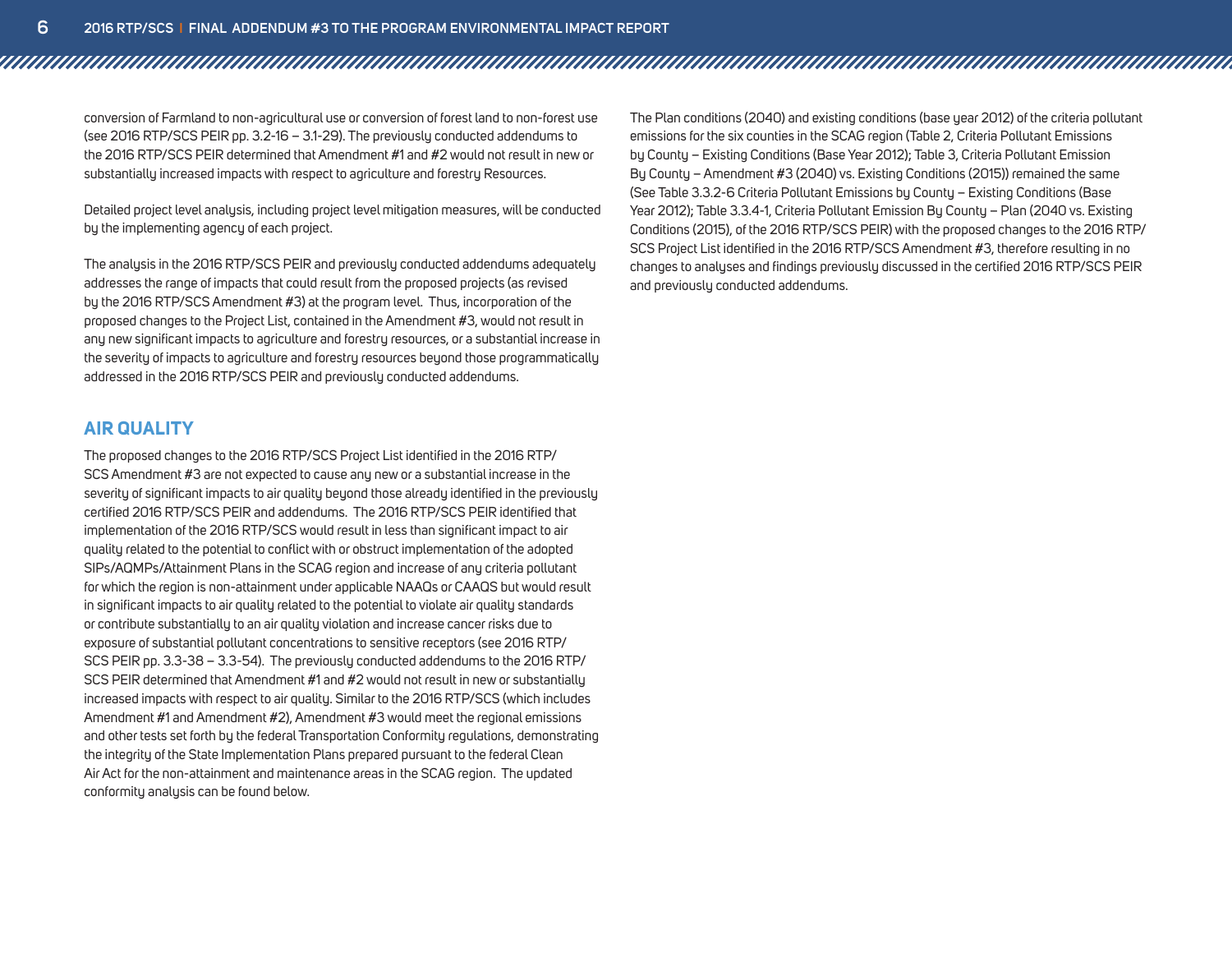conversion of Farmland to non-agricultural use or conversion of forest land to non-forest use (see 2016 RTP/SCS PEIR pp. 3.2-16 – 3.1-29). The previously conducted addendums to the 2016 RTP/SCS PEIR determined that Amendment #1 and #2 would not result in new or substantially increased impacts with respect to agriculture and forestry Resources.

Detailed project level analysis, including project level mitigation measures, will be conducted by the implementing agency of each project.

The analysis in the 2016 RTP/SCS PEIR and previously conducted addendums adequately addresses the range of impacts that could result from the proposed projects (as revised by the 2016 RTP/SCS Amendment #3) at the program level. Thus, incorporation of the proposed changes to the Project List, contained in the Amendment #3, would not result in any new significant impacts to agriculture and forestry resources, or a substantial increase in the severity of impacts to agriculture and forestry resources beyond those programmatically addressed in the 2016 RTP/SCS PEIR and previously conducted addendums.

## AIR QUALITY

The proposed changes to the 2016 RTP/SCS Project List identified in the 2016 RTP/SCS Amendment #3 are not expected to cause any new or a substantial increase in the severity of significant impacts to air quality beyond those already identified in the previously certified 2016 RTP/SCS PEIR and addendums. The 2016 RTP/SCS PEIR identified that implementation of the 2016 RTP/SCS would result in less than significant impact to air quality related to the potential to conflict with or obstruct implementation of the adopted SIPs/AQMPs/Attainment Plans in the SCAG region and increase of any criteria pollutant for which the region is non-attainment under applicable NAAQs or CAAQS but would result in significant impacts to air quality related to the potential to violate air quality standards or contribute substantially to an air quality violation and increase cancer risks due to exposure of substantial pollutant concentrations to sensitive receptors (see 2016 RTP/SCS PEIR pp. 3.3-38 – 3.3-54). The previously conducted addendums to the 2016 RTP/SCS PEIR determined that Amendment #1 and #2 would not result in new or substantially increased impacts with respect to air quality. Similar to the 2016 RTP/SCS (which includes Amendment #1 and Amendment #2), Amendment #3 would meet the regional emissions and other tests set forth by the federal Transportation Conformity regulations, demonstrating the integrity of the State Implementation Plans prepared pursuant to the federal Clean Air Act for the non-attainment and maintenance areas in the SCAG region. The updated conformity analysis can be found below.

The Plan conditions (2040) and existing conditions (base year 2012) of the criteria pollutant emissions for the six counties in the SCAG region (Table 2, Criteria Pollutant Emissions by County – Existing Conditions (Base Year 2012); Table 3, Criteria Pollutant Emission By County – Amendment #3 (2040) vs. Existing Conditions (2015)) remained the same (See Table 3.3.2-6 Criteria Pollutant Emissions by County – Existing Conditions (Base Year 2012); Table 3.3.4-1, Criteria Pollutant Emission By County – Plan (2040 vs. Existing Conditions (2015), of the 2016 RTP/SCS PEIR) with the proposed changes to the 2016 RTP/SCS Project List identified in the 2016 RTP/SCS Amendment #3, therefore resulting in no changes to analyses and findings previously discussed in the certified 2016 RTP/SCS PEIR and previously conducted addendums.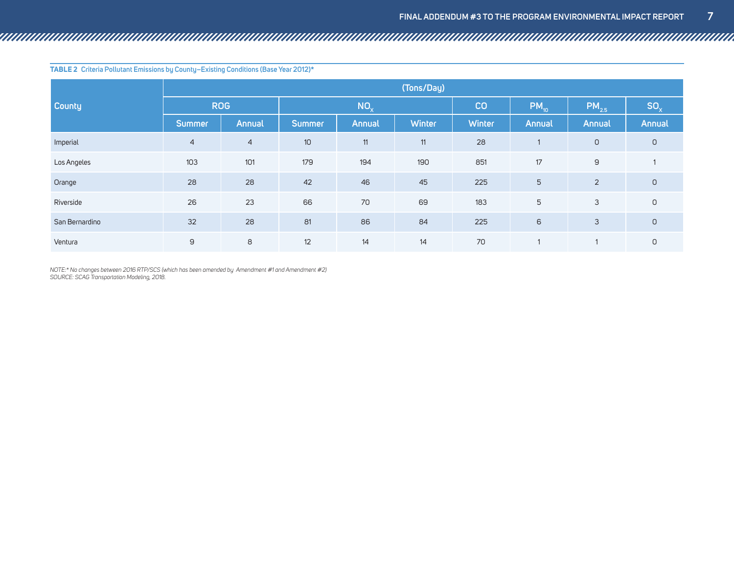**TABLE 2 Criteria Pollutant Emissions by County—Existing Conditions (Base Year 2012)***

| County | (Tons/Day) | | | | | | | | |
|---|---|---|---|---|---|---|---|---|---|
| | ROG | | $NO_X$ | | | CO | $PM_{10}$ | $PM_{2.5}$ | $SO_X$ |
| | Summer | Annual | Summer | Annual | Winter | Winter | Annual | Annual | Annual |
| Imperial | 4 | 4 | 10 | 11 | 11 | 28 | 1 | 0 | 0 |
| Los Angeles | 103 | 101 | 179 | 194 | 190 | 851 | 17 | 9 | 1 |
| Orange | 28 | 28 | 42 | 46 | 45 | 225 | 5 | 2 | 0 |
| Riverside | 26 | 23 | 66 | 70 | 69 | 183 | 5 | 3 | 0 |
| San Bernardino | 32 | 28 | 81 | 86 | 84 | 225 | 6 | 3 | 0 |
| Ventura | 9 | 8 | 12 | 14 | 14 | 70 | 1 | 1 | 0 |

*NOTE:* No changes between 2016 RTP/SCS (which has been amended by Amendment #1 and Amendment #2)*
*SOURCE: SCAG Transportation Modeling, 2018.*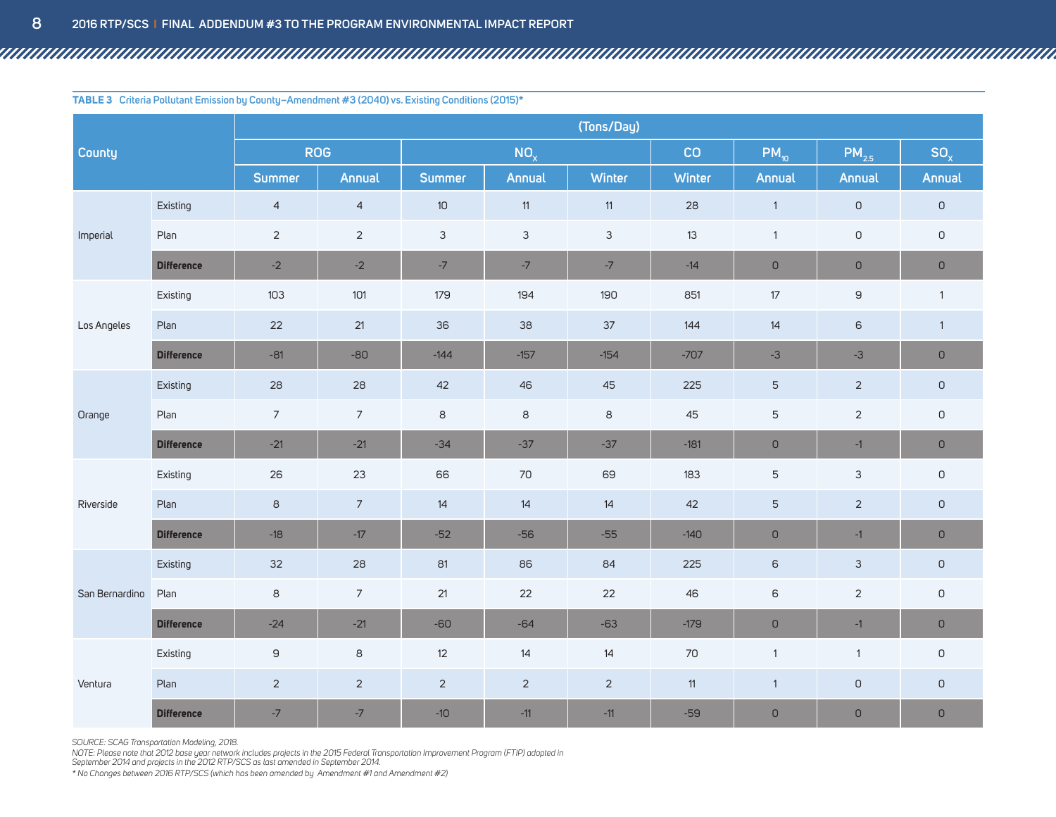**TABLE 3 Criteria Pollutant Emission by County–Amendment #3 (2040) vs. Existing Conditions (2015)***

| County | | (Tons/Day) | | | | | | | | |
|---|---|---|---|---|---|---|---|---|---|---|
| | | ROG | | $NO_X$ | | | CO | $PM_{10}$ | $PM_{2.5}$ | $SO_X$ |
| | | Summer | Annual | Summer | Annual | Winter | Winter | Annual | Annual | Annual |
| Imperial | Existing | 4 | 4 | 10 | 11 | 11 | 28 | 1 | 0 | 0 |
| | Plan | 2 | 2 | 3 | 3 | 3 | 13 | 1 | 0 | 0 |
| | **Difference** | -2 | -2 | -7 | -7 | -7 | -14 | 0 | 0 | 0 |
| Los Angeles | Existing | 103 | 101 | 179 | 194 | 190 | 851 | 17 | 9 | 1 |
| | Plan | 22 | 21 | 36 | 38 | 37 | 144 | 14 | 6 | 1 |
| | **Difference** | -81 | -80 | -144 | -157 | -154 | -707 | -3 | -3 | 0 |
| Orange | Existing | 28 | 28 | 42 | 46 | 45 | 225 | 5 | 2 | 0 |
| | Plan | 7 | 7 | 8 | 8 | 8 | 45 | 5 | 2 | 0 |
| | **Difference** | -21 | -21 | -34 | -37 | -37 | -181 | 0 | -1 | 0 |
| Riverside | Existing | 26 | 23 | 66 | 70 | 69 | 183 | 5 | 3 | 0 |
| | Plan | 8 | 7 | 14 | 14 | 14 | 42 | 5 | 2 | 0 |
| | **Difference** | -18 | -17 | -52 | -56 | -55 | -140 | 0 | -1 | 0 |
| San Bernardino | Existing | 32 | 28 | 81 | 86 | 84 | 225 | 6 | 3 | 0 |
| | Plan | 8 | 7 | 21 | 22 | 22 | 46 | 6 | 2 | 0 |
| | **Difference** | -24 | -21 | -60 | -64 | -63 | -179 | 0 | -1 | 0 |
| Ventura | Existing | 9 | 8 | 12 | 14 | 14 | 70 | 1 | 1 | 0 |
| | Plan | 2 | 2 | 2 | 2 | 2 | 11 | 1 | 0 | 0 |
| | **Difference** | -7 | -7 | -10 | -11 | -11 | -59 | 0 | 0 | 0 |

*SOURCE: SCAG Transportation Modeling, 2018.*
*NOTE: Please note that 2012 base year network includes projects in the 2015 Federal Transportation Improvement Program (FTIP) adopted in September 2014 and projects in the 2012 RTP/SCS as last amended in September 2014.*
*\* No Changes between 2016 RTP/SCS (which has been amended by Amendment #1 and Amendment #2)*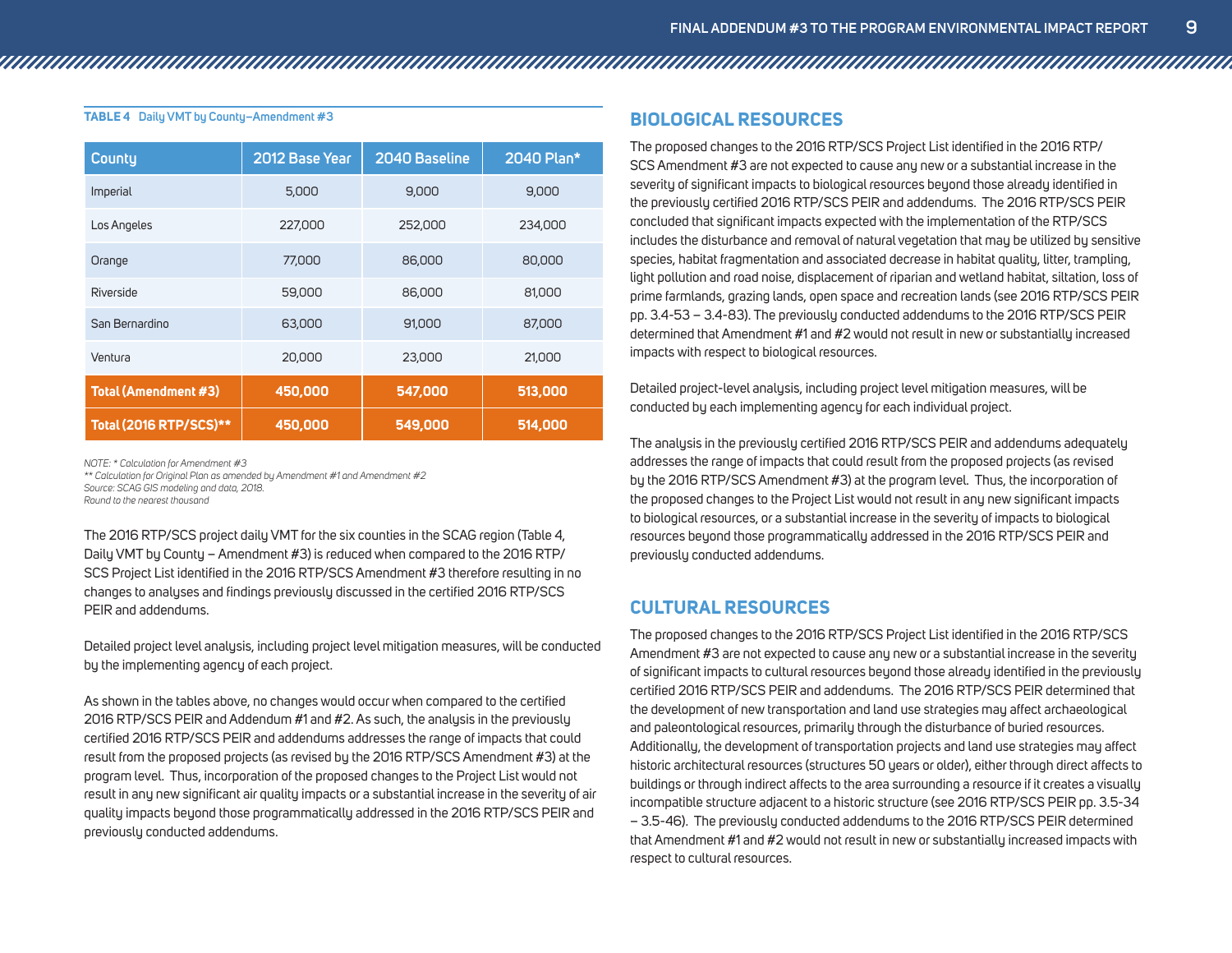**TABLE 4** Daily VMT by County–Amendment #3

| County | 2012 Base Year | 2040 Baseline | 2040 Plan* |
|---|---|---|---|
| Imperial | 5,000 | 9,000 | 9,000 |
| Los Angeles | 227,000 | 252,000 | 234,000 |
| Orange | 77,000 | 86,000 | 80,000 |
| Riverside | 59,000 | 86,000 | 81,000 |
| San Bernardino | 63,000 | 91,000 | 87,000 |
| Ventura | 20,000 | 23,000 | 21,000 |
| **Total (Amendment #3)** | **450,000** | **547,000** | **513,000** |
| **Total (2016 RTP/SCS)**** | **450,000** | **549,000** | **514,000** |

*NOTE: * Calculation for Amendment #3*
*** Calculation for Original Plan as amended by Amendment #1 and Amendment #2*
*Source: SCAG GIS modeling and data, 2018.*
*Round to the nearest thousand*

The 2016 RTP/SCS project daily VMT for the six counties in the SCAG region (Table 4, Daily VMT by County – Amendment #3) is reduced when compared to the 2016 RTP/SCS Project List identified in the 2016 RTP/SCS Amendment #3 therefore resulting in no changes to analyses and findings previously discussed in the certified 2016 RTP/SCS PEIR and addendums.

Detailed project level analysis, including project level mitigation measures, will be conducted by the implementing agency of each project.

As shown in the tables above, no changes would occur when compared to the certified 2016 RTP/SCS PEIR and Addendum #1 and #2. As such, the analysis in the previously certified 2016 RTP/SCS PEIR and addendums addresses the range of impacts that could result from the proposed projects (as revised by the 2016 RTP/SCS Amendment #3) at the program level. Thus, incorporation of the proposed changes to the Project List would not result in any new significant air quality impacts or a substantial increase in the severity of air quality impacts beyond those programmatically addressed in the 2016 RTP/SCS PEIR and previously conducted addendums.

## BIOLOGICAL RESOURCES

The proposed changes to the 2016 RTP/SCS Project List identified in the 2016 RTP/SCS Amendment #3 are not expected to cause any new or a substantial increase in the severity of significant impacts to biological resources beyond those already identified in the previously certified 2016 RTP/SCS PEIR and addendums. The 2016 RTP/SCS PEIR concluded that significant impacts expected with the implementation of the RTP/SCS includes the disturbance and removal of natural vegetation that may be utilized by sensitive species, habitat fragmentation and associated decrease in habitat quality, litter, trampling, light pollution and road noise, displacement of riparian and wetland habitat, siltation, loss of prime farmlands, grazing lands, open space and recreation lands (see 2016 RTP/SCS PEIR pp. 3.4-53 – 3.4-83). The previously conducted addendums to the 2016 RTP/SCS PEIR determined that Amendment #1 and #2 would not result in new or substantially increased impacts with respect to biological resources.

Detailed project-level analysis, including project level mitigation measures, will be conducted by each implementing agency for each individual project.

The analysis in the previously certified 2016 RTP/SCS PEIR and addendums adequately addresses the range of impacts that could result from the proposed projects (as revised by the 2016 RTP/SCS Amendment #3) at the program level. Thus, the incorporation of the proposed changes to the Project List would not result in any new significant impacts to biological resources, or a substantial increase in the severity of impacts to biological resources beyond those programmatically addressed in the 2016 RTP/SCS PEIR and previously conducted addendums.

## CULTURAL RESOURCES

The proposed changes to the 2016 RTP/SCS Project List identified in the 2016 RTP/SCS Amendment #3 are not expected to cause any new or a substantial increase in the severity of significant impacts to cultural resources beyond those already identified in the previously certified 2016 RTP/SCS PEIR and addendums. The 2016 RTP/SCS PEIR determined that the development of new transportation and land use strategies may affect archaeological and paleontological resources, primarily through the disturbance of buried resources. Additionally, the development of transportation projects and land use strategies may affect historic architectural resources (structures 50 years or older), either through direct affects to buildings or through indirect affects to the area surrounding a resource if it creates a visually incompatible structure adjacent to a historic structure (see 2016 RTP/SCS PEIR pp. 3.5-34 – 3.5-46). The previously conducted addendums to the 2016 RTP/SCS PEIR determined that Amendment #1 and #2 would not result in new or substantially increased impacts with respect to cultural resources.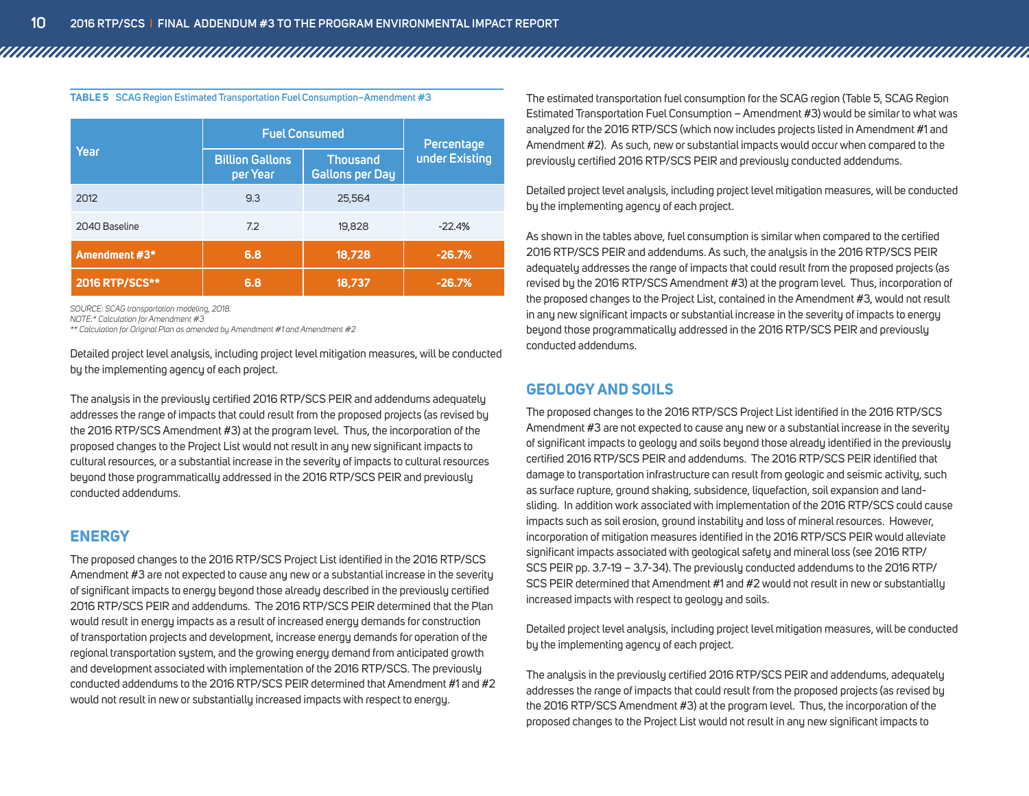**TABLE 5 SCAG Region Estimated Transportation Fuel Consumption–Amendment #3**

| Year | Fuel Consumed | | Percentage under Existing |
|---|---|---|---|
| | Billion Gallons per Year | Thousand Gallons per Day | |
| 2012 | 9.3 | 25,564 | |
| 2040 Baseline | 7.2 | 19,828 | -22.4% |
| **Amendment #3*** | **6.8** | **18,728** | **-26.7%** |
| **2016 RTP/SCS**** | **6.8** | **18,737** | **-26.7%** |

*SOURCE: SCAG transportation modeling, 2018.*
*NOTE:* Calculation for Amendment #3*
*** Calculation for Original Plan as amended by Amendment #1 and Amendment #2*

Detailed project level analysis, including project level mitigation measures, will be conducted by the implementing agency of each project.

The analysis in the previously certified 2016 RTP/SCS PEIR and addendums adequately addresses the range of impacts that could result from the proposed projects (as revised by the 2016 RTP/SCS Amendment #3) at the program level. Thus, the incorporation of the proposed changes to the Project List would not result in any new significant impacts to cultural resources, or a substantial increase in the severity of impacts to cultural resources beyond those programmatically addressed in the 2016 RTP/SCS PEIR and previously conducted addendums.

## ENERGY

The proposed changes to the 2016 RTP/SCS Project List identified in the 2016 RTP/SCS Amendment #3 are not expected to cause any new or a substantial increase in the severity of significant impacts to energy beyond those already described in the previously certified 2016 RTP/SCS PEIR and addendums. The 2016 RTP/SCS PEIR determined that the Plan would result in energy impacts as a result of increased energy demands for construction of transportation projects and development, increase energy demands for operation of the regional transportation system, and the growing energy demand from anticipated growth and development associated with implementation of the 2016 RTP/SCS. The previously conducted addendums to the 2016 RTP/SCS PEIR determined that Amendment #1 and #2 would not result in new or substantially increased impacts with respect to energy.

The estimated transportation fuel consumption for the SCAG region (Table 5, SCAG Region Estimated Transportation Fuel Consumption – Amendment #3) would be similar to what was analyzed for the 2016 RTP/SCS (which now includes projects listed in Amendment #1 and Amendment #2). As such, new or substantial impacts would occur when compared to the previously certified 2016 RTP/SCS PEIR and previously conducted addendums.

Detailed project level analysis, including project level mitigation measures, will be conducted by the implementing agency of each project.

As shown in the tables above, fuel consumption is similar when compared to the certified 2016 RTP/SCS PEIR and addendums. As such, the analysis in the 2016 RTP/SCS PEIR adequately addresses the range of impacts that could result from the proposed projects (as revised by the 2016 RTP/SCS Amendment #3) at the program level. Thus, incorporation of the proposed changes to the Project List, contained in the Amendment #3, would not result in any new significant impacts or substantial increase in the severity of impacts to energy beyond those programmatically addressed in the 2016 RTP/SCS PEIR and previously conducted addendums.

## GEOLOGY AND SOILS

The proposed changes to the 2016 RTP/SCS Project List identified in the 2016 RTP/SCS Amendment #3 are not expected to cause any new or a substantial increase in the severity of significant impacts to geology and soils beyond those already identified in the previously certified 2016 RTP/SCS PEIR and addendums. The 2016 RTP/SCS PEIR identified that damage to transportation infrastructure can result from geologic and seismic activity, such as surface rupture, ground shaking, subsidence, liquefaction, soil expansion and land-sliding. In addition work associated with implementation of the 2016 RTP/SCS could cause impacts such as soil erosion, ground instability and loss of mineral resources. However, incorporation of mitigation measures identified in the 2016 RTP/SCS PEIR would alleviate significant impacts associated with geological safety and mineral loss (see 2016 RTP/SCS PEIR pp. 3.7-19 – 3.7-34). The previously conducted addendums to the 2016 RTP/SCS PEIR determined that Amendment #1 and #2 would not result in new or substantially increased impacts with respect to geology and soils.

Detailed project level analysis, including project level mitigation measures, will be conducted by the implementing agency of each project.

The analysis in the previously certified 2016 RTP/SCS PEIR and addendums, adequately addresses the range of impacts that could result from the proposed projects (as revised by the 2016 RTP/SCS Amendment #3) at the program level. Thus, the incorporation of the proposed changes to the Project List would not result in any new significant impacts to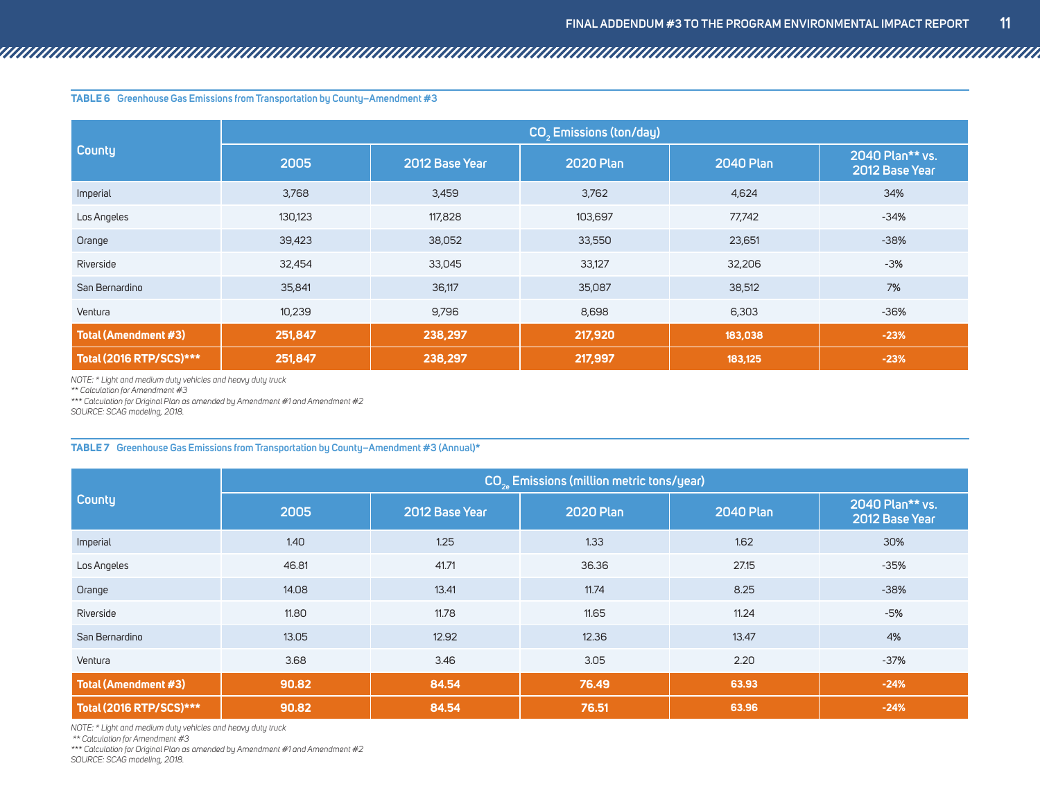**TABLE 6 Greenhouse Gas Emissions from Transportation by County–Amendment #3**

| County | $CO_2$ Emissions (ton/day) | | | | |
|---|---|---|---|---|---|
| | 2005 | 2012 Base Year | 2020 Plan | 2040 Plan | 2040 Plan** vs. 2012 Base Year |
| Imperial | 3,768 | 3,459 | 3,762 | 4,624 | 34% |
| Los Angeles | 130,123 | 117,828 | 103,697 | 77,742 | -34% |
| Orange | 39,423 | 38,052 | 33,550 | 23,651 | -38% |
| Riverside | 32,454 | 33,045 | 33,127 | 32,206 | -3% |
| San Bernardino | 35,841 | 36,117 | 35,087 | 38,512 | 7% |
| Ventura | 10,239 | 9,796 | 8,698 | 6,303 | -36% |
| **Total (Amendment #3)** | **251,847** | **238,297** | **217,920** | **183,038** | **-23%** |
| **Total (2016 RTP/SCS)*** ** | **251,847** | **238,297** | **217,997** | **183,125** | **-23%** |

*NOTE: * Light and medium duty vehicles and heavy duty truck*
*** Calculation for Amendment #3*
**** Calculation for Original Plan as amended by Amendment #1 and Amendment #2*
*SOURCE: SCAG modeling, 2018.*

**TABLE 7 Greenhouse Gas Emissions from Transportation by County–Amendment #3 (Annual)***

| County | $CO_{2e}$ Emissions (million metric tons/year) | | | | |
|---|---|---|---|---|---|
| | 2005 | 2012 Base Year | 2020 Plan | 2040 Plan | 2040 Plan** vs. 2012 Base Year |
| Imperial | 1.40 | 1.25 | 1.33 | 1.62 | 30% |
| Los Angeles | 46.81 | 41.71 | 36.36 | 27.15 | -35% |
| Orange | 14.08 | 13.41 | 11.74 | 8.25 | -38% |
| Riverside | 11.80 | 11.78 | 11.65 | 11.24 | -5% |
| San Bernardino | 13.05 | 12.92 | 12.36 | 13.47 | 4% |
| Ventura | 3.68 | 3.46 | 3.05 | 2.20 | -37% |
| **Total (Amendment #3)** | **90.82** | **84.54** | **76.49** | **63.93** | **-24%** |
| **Total (2016 RTP/SCS)*** ** | **90.82** | **84.54** | **76.51** | **63.96** | **-24%** |

*NOTE: * Light and medium duty vehicles and heavy duty truck*
*** Calculation for Amendment #3*
**** Calculation for Original Plan as amended by Amendment #1 and Amendment #2*
*SOURCE: SCAG modeling, 2018.*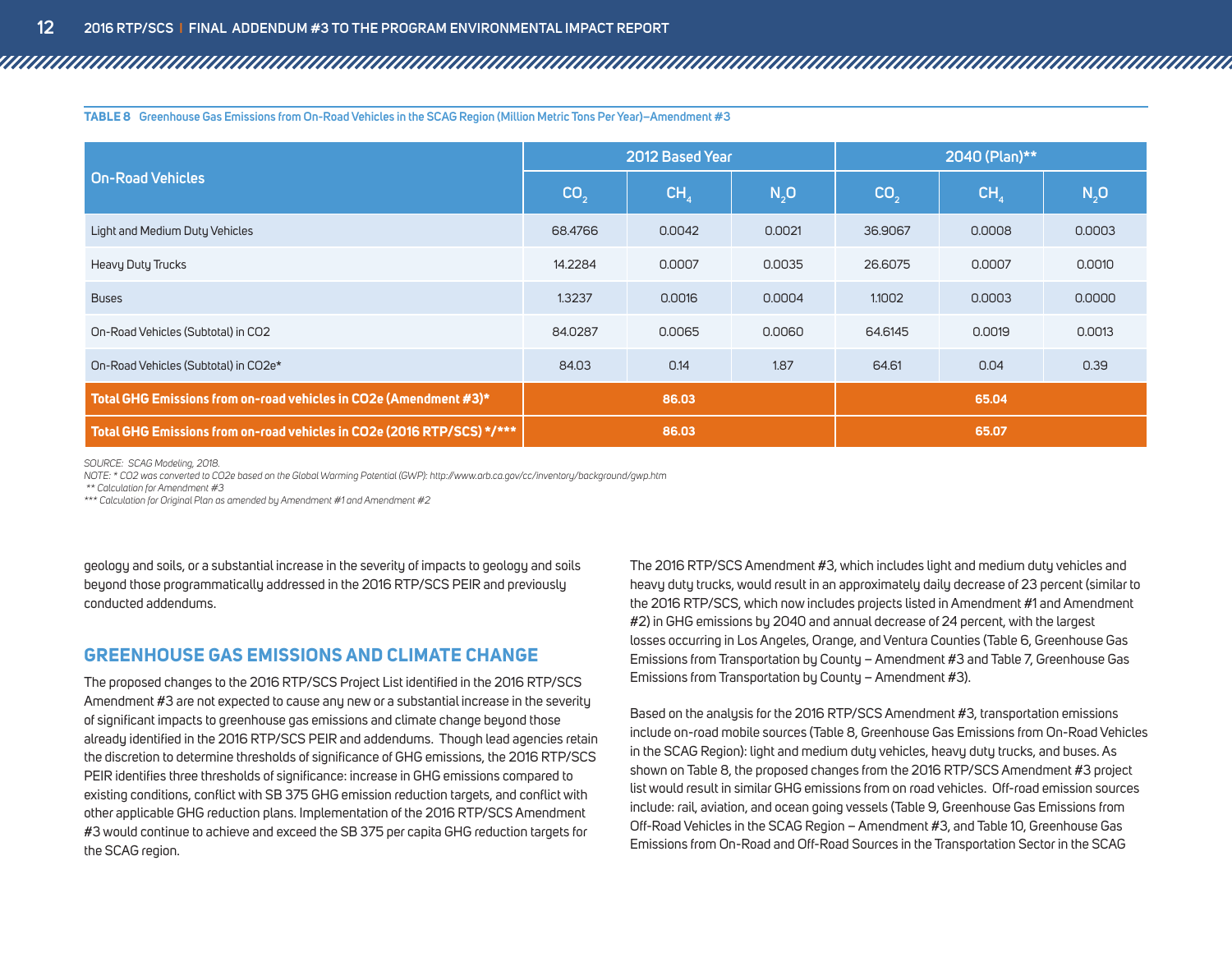**TABLE 8 Greenhouse Gas Emissions from On-Road Vehicles in the SCAG Region (Million Metric Tons Per Year)–Amendment #3**

| On-Road Vehicles | 2012 Based Year | | | 2040 (Plan)** | | |
|---|---|---|---|---|---|---|
| | $CO_2$ | $CH_4$ | $N_2O$ | $CO_2$ | $CH_4$ | $N_2O$ |
| Light and Medium Duty Vehicles | 68.4766 | 0.0042 | 0.0021 | 36.9067 | 0.0008 | 0.0003 |
| Heavy Duty Trucks | 14.2284 | 0.0007 | 0.0035 | 26.6075 | 0.0007 | 0.0010 |
| Buses | 1.3237 | 0.0016 | 0.0004 | 1.1002 | 0.0003 | 0.0000 |
| On-Road Vehicles (Subtotal) in CO2 | 84.0287 | 0.0065 | 0.0060 | 64.6145 | 0.0019 | 0.0013 |
| On-Road Vehicles (Subtotal) in CO2e* | 84.03 | 0.14 | 1.87 | 64.61 | 0.04 | 0.39 |
| **Total GHG Emissions from on-road vehicles in CO2e (Amendment #3)*** | **86.03** | | | **65.04** | | |
| **Total GHG Emissions from on-road vehicles in CO2e (2016 RTP/SCS) */*** ** | **86.03** | | | **65.07** | | |

*SOURCE: SCAG Modeling, 2018.*

*NOTE: * CO2 was converted to CO2e based on the Global Warming Potential (GWP): http://www.arb.ca.gov/cc/inventory/background/gwp.htm*

*** Calculation for Amendment #3*

**** Calculation for Original Plan as amended by Amendment #1 and Amendment #2*

geology and soils, or a substantial increase in the severity of impacts to geology and soils beyond those programmatically addressed in the 2016 RTP/SCS PEIR and previously conducted addendums.

## GREENHOUSE GAS EMISSIONS AND CLIMATE CHANGE

The proposed changes to the 2016 RTP/SCS Project List identified in the 2016 RTP/SCS Amendment #3 are not expected to cause any new or a substantial increase in the severity of significant impacts to greenhouse gas emissions and climate change beyond those already identified in the 2016 RTP/SCS PEIR and addendums. Though lead agencies retain the discretion to determine thresholds of significance of GHG emissions, the 2016 RTP/SCS PEIR identifies three thresholds of significance: increase in GHG emissions compared to existing conditions, conflict with SB 375 GHG emission reduction targets, and conflict with other applicable GHG reduction plans. Implementation of the 2016 RTP/SCS Amendment #3 would continue to achieve and exceed the SB 375 per capita GHG reduction targets for the SCAG region.

The 2016 RTP/SCS Amendment #3, which includes light and medium duty vehicles and heavy duty trucks, would result in an approximately daily decrease of 23 percent (similar to the 2016 RTP/SCS, which now includes projects listed in Amendment #1 and Amendment #2) in GHG emissions by 2040 and annual decrease of 24 percent, with the largest losses occurring in Los Angeles, Orange, and Ventura Counties (Table 6, Greenhouse Gas Emissions from Transportation by County – Amendment #3 and Table 7, Greenhouse Gas Emissions from Transportation by County – Amendment #3).

Based on the analysis for the 2016 RTP/SCS Amendment #3, transportation emissions include on-road mobile sources (Table 8, Greenhouse Gas Emissions from On-Road Vehicles in the SCAG Region): light and medium duty vehicles, heavy duty trucks, and buses. As shown on Table 8, the proposed changes from the 2016 RTP/SCS Amendment #3 project list would result in similar GHG emissions from on road vehicles. Off-road emission sources include: rail, aviation, and ocean going vessels (Table 9, Greenhouse Gas Emissions from Off-Road Vehicles in the SCAG Region – Amendment #3, and Table 10, Greenhouse Gas Emissions from On-Road and Off-Road Sources in the Transportation Sector in the SCAG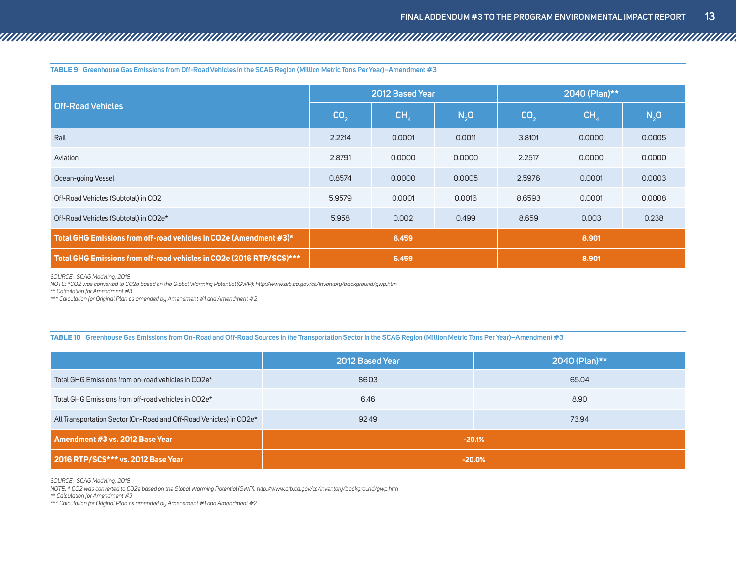**TABLE 9** Greenhouse Gas Emissions from Off-Road Vehicles in the SCAG Region (Million Metric Tons Per Year)–Amendment #3

| Off-Road Vehicles | 2012 Based Year | | | 2040 (Plan)** | | |
|---|---|---|---|---|---|---|
| | $CO_2$ | $CH_4$ | $N_2O$ | $CO_2$ | $CH_4$ | $N_2O$ |
| Rail | 2.2214 | 0.0001 | 0.0011 | 3.8101 | 0.0000 | 0.0005 |
| Aviation | 2.8791 | 0.0000 | 0.0000 | 2.2517 | 0.0000 | 0.0000 |
| Ocean-going Vessel | 0.8574 | 0.0000 | 0.0005 | 2.5976 | 0.0001 | 0.0003 |
| Off-Road Vehicles (Subtotal) in CO2 | 5.9579 | 0.0001 | 0.0016 | 8.6593 | 0.0001 | 0.0008 |
| Off-Road Vehicles (Subtotal) in CO2e* | 5.958 | 0.002 | 0.499 | 8.659 | 0.003 | 0.238 |
| **Total GHG Emissions from off-road vehicles in CO2e (Amendment #3)*** | **6.459** | | | **8.901** | | |
| **Total GHG Emissions from off-road vehicles in CO2e (2016 RTP/SCS)***** | **6.459** | | | **8.901** | | |

*SOURCE: SCAG Modeling, 2018*
*NOTE: *CO2 was converted to CO2e based on the Global Warming Potential (GWP): http://www.arb.ca.gov/cc/inventory/background/gwp.htm*
*** Calculation for Amendment #3*
**** Calculation for Original Plan as amended by Amendment #1 and Amendment #2*

**TABLE 10** Greenhouse Gas Emissions from On-Road and Off-Road Sources in the Transportation Sector in the SCAG Region (Million Metric Tons Per Year)–Amendment #3

| | 2012 Based Year | 2040 (Plan)** |
|---|---|---|
| Total GHG Emissions from on-road vehicles in CO2e* | 86.03 | 65.04 |
| Total GHG Emissions from off-road vehicles in CO2e* | 6.46 | 8.90 |
| All Transportation Sector (On-Road and Off-Road Vehicles) in CO2e* | 92.49 | 73.94 |
| **Amendment #3 vs. 2012 Base Year** | **-20.1%** | |
| **2016 RTP/SCS*** vs. 2012 Base Year** | **-20.0%** | |

*SOURCE: SCAG Modeling, 2018*
*NOTE: * CO2 was converted to CO2e based on the Global Warming Potential (GWP): http://www.arb.ca.gov/cc/inventory/background/gwp.htm*
*** Calculation for Amendment #3*
**** Calculation for Original Plan as amended by Amendment #1 and Amendment #2*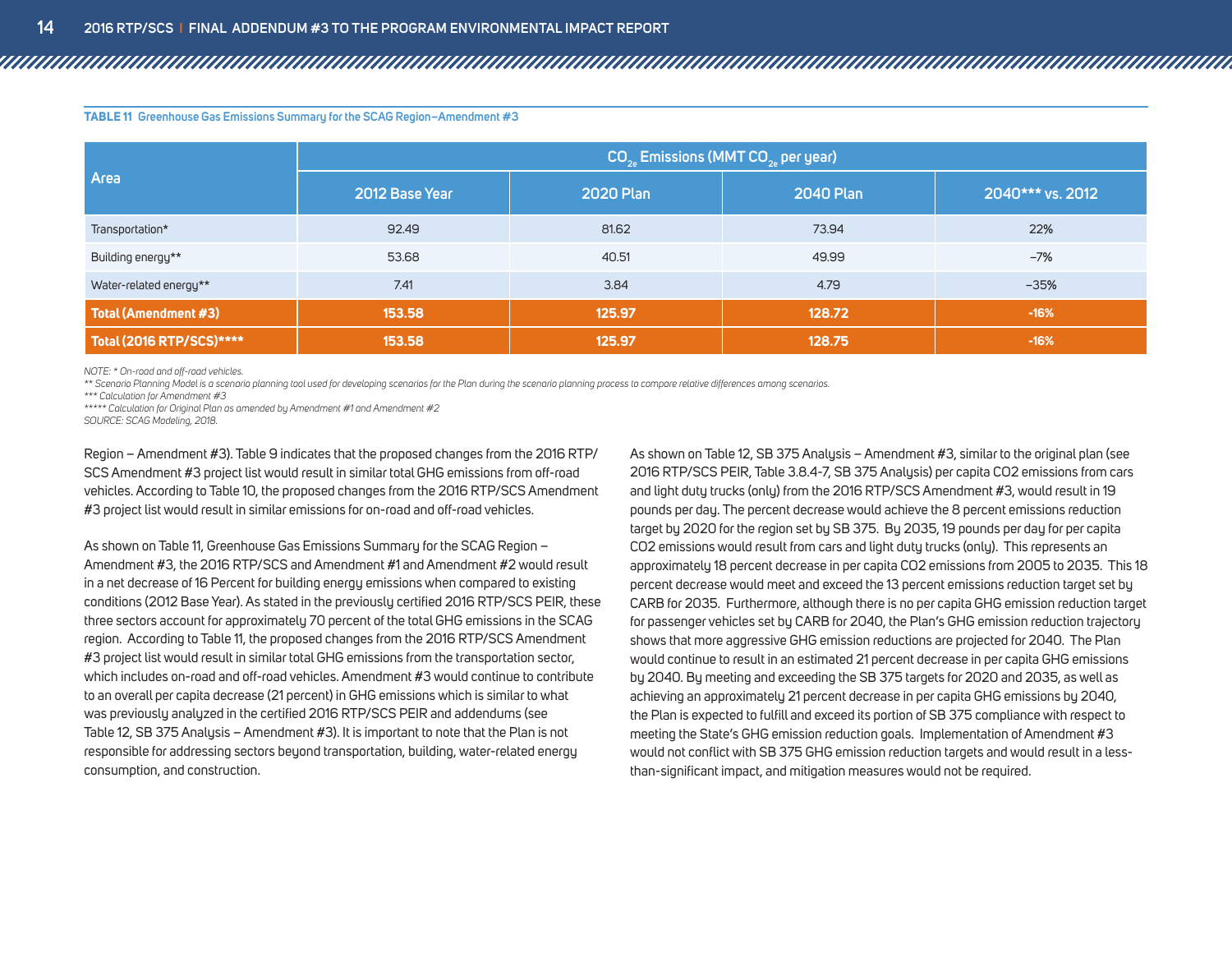**TABLE 11 Greenhouse Gas Emissions Summary for the SCAG Region–Amendment #3**

| Area | $CO_{2e}$ Emissions (MMT $CO_{2e}$ per year) | | | |
|---|---|---|---|---|
| | 2012 Base Year | 2020 Plan | 2040 Plan | 2040*** vs. 2012 |
| Transportation* | 92.49 | 81.62 | 73.94 | 22% |
| Building energy** | 53.68 | 40.51 | 49.99 | –7% |
| Water-related energy** | 7.41 | 3.84 | 4.79 | –35% |
| **Total (Amendment #3)** | **153.58** | **125.97** | **128.72** | **-16%** |
| **Total (2016 RTP/SCS)**** | **153.58** | **125.97** | **128.75** | **-16%** |

*NOTE: * On-road and off-road vehicles.*
*** Scenario Planning Model is a scenario planning tool used for developing scenarios for the Plan during the scenario planning process to compare relative differences among scenarios.*
**** Calculation for Amendment #3*
****** Calculation for Original Plan as amended by Amendment #1 and Amendment #2*
*SOURCE: SCAG Modeling, 2018.*

Region – Amendment #3). Table 9 indicates that the proposed changes from the 2016 RTP/SCS Amendment #3 project list would result in similar total GHG emissions from off-road vehicles. According to Table 10, the proposed changes from the 2016 RTP/SCS Amendment #3 project list would result in similar emissions for on-road and off-road vehicles.

As shown on Table 11, Greenhouse Gas Emissions Summary for the SCAG Region – Amendment #3, the 2016 RTP/SCS and Amendment #1 and Amendment #2 would result in a net decrease of 16 Percent for building energy emissions when compared to existing conditions (2012 Base Year). As stated in the previously certified 2016 RTP/SCS PEIR, these three sectors account for approximately 70 percent of the total GHG emissions in the SCAG region. According to Table 11, the proposed changes from the 2016 RTP/SCS Amendment #3 project list would result in similar total GHG emissions from the transportation sector, which includes on-road and off-road vehicles. Amendment #3 would continue to contribute to an overall per capita decrease (21 percent) in GHG emissions which is similar to what was previously analyzed in the certified 2016 RTP/SCS PEIR and addendums (see Table 12, SB 375 Analysis – Amendment #3). It is important to note that the Plan is not responsible for addressing sectors beyond transportation, building, water-related energy consumption, and construction.

As shown on Table 12, SB 375 Analysis – Amendment #3, similar to the original plan (see 2016 RTP/SCS PEIR, Table 3.8.4-7, SB 375 Analysis) per capita CO2 emissions from cars and light duty trucks (only) from the 2016 RTP/SCS Amendment #3, would result in 19 pounds per day. The percent decrease would achieve the 8 percent emissions reduction target by 2020 for the region set by SB 375. By 2035, 19 pounds per day for per capita CO2 emissions would result from cars and light duty trucks (only). This represents an approximately 18 percent decrease in per capita CO2 emissions from 2005 to 2035. This 18 percent decrease would meet and exceed the 13 percent emissions reduction target set by CARB for 2035. Furthermore, although there is no per capita GHG emission reduction target for passenger vehicles set by CARB for 2040, the Plan's GHG emission reduction trajectory shows that more aggressive GHG emission reductions are projected for 2040. The Plan would continue to result in an estimated 21 percent decrease in per capita GHG emissions by 2040. By meeting and exceeding the SB 375 targets for 2020 and 2035, as well as achieving an approximately 21 percent decrease in per capita GHG emissions by 2040, the Plan is expected to fulfill and exceed its portion of SB 375 compliance with respect to meeting the State's GHG emission reduction goals. Implementation of Amendment #3 would not conflict with SB 375 GHG emission reduction targets and would result in a less-than-significant impact, and mitigation measures would not be required.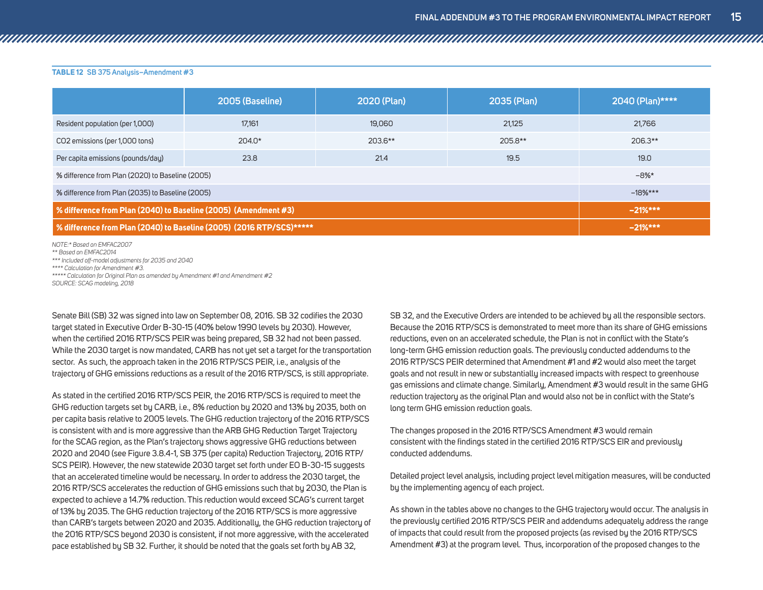**TABLE 12 SB 375 Analysis–Amendment #3**

| | 2005 (Baseline) | 2020 (Plan) | 2035 (Plan) | 2040 (Plan)**** |
|---|---|---|---|---|
| Resident population (per 1,000) | 17,161 | 19,060 | 21,125 | 21,766 |
| $CO_2$ emissions (per 1,000 tons) | 204.0* | 203.6** | 205.8** | 206.3** |
| Per capita emissions (pounds/day) | 23.8 | 21.4 | 19.5 | 19.0 |
| % difference from Plan (2020) to Baseline (2005) | | | | −8%* |
| % difference from Plan (2035) to Baseline (2005) | | | | −18%*** |
| **% difference from Plan (2040) to Baseline (2005) (Amendment #3)** | | | | **−21%*** ** |
| **% difference from Plan (2040) to Baseline (2005) (2016 RTP/SCS)***** ** | | | | **−21%*** ** |

*NOTE:* Based on EMFAC2007*
*** Based on EMFAC2014*
**** Included off-model adjustments for 2035 and 2040*
***** Calculation for Amendment #3.*
****** Calculation for Original Plan as amended by Amendment #1 and Amendment #2*
*SOURCE: SCAG modeling, 2018*

Senate Bill (SB) 32 was signed into law on September 08, 2016. SB 32 codifies the 2030 target stated in Executive Order B-30-15 (40% below 1990 levels by 2030). However, when the certified 2016 RTP/SCS PEIR was being prepared, SB 32 had not been passed. While the 2030 target is now mandated, CARB has not yet set a target for the transportation sector. As such, the approach taken in the 2016 RTP/SCS PEIR, i.e., analysis of the trajectory of GHG emissions reductions as a result of the 2016 RTP/SCS, is still appropriate.

As stated in the certified 2016 RTP/SCS PEIR, the 2016 RTP/SCS is required to meet the GHG reduction targets set by CARB, i.e., 8% reduction by 2020 and 13% by 2035, both on per capita basis relative to 2005 levels. The GHG reduction trajectory of the 2016 RTP/SCS is consistent with and is more aggressive than the ARB GHG Reduction Target Trajectory for the SCAG region, as the Plan's trajectory shows aggressive GHG reductions between 2020 and 2040 (see Figure 3.8.4-1, SB 375 (per capita) Reduction Trajectory, 2016 RTP/SCS PEIR). However, the new statewide 2030 target set forth under EO B-30-15 suggests that an accelerated timeline would be necessary. In order to address the 2030 target, the 2016 RTP/SCS accelerates the reduction of GHG emissions such that by 2030, the Plan is expected to achieve a 14.7% reduction. This reduction would exceed SCAG's current target of 13% by 2035. The GHG reduction trajectory of the 2016 RTP/SCS is more aggressive than CARB's targets between 2020 and 2035. Additionally, the GHG reduction trajectory of the 2016 RTP/SCS beyond 2030 is consistent, if not more aggressive, with the accelerated pace established by SB 32. Further, it should be noted that the goals set forth by AB 32, SB 32, and the Executive Orders are intended to be achieved by all the responsible sectors. Because the 2016 RTP/SCS is demonstrated to meet more than its share of GHG emissions reductions, even on an accelerated schedule, the Plan is not in conflict with the State's long-term GHG emission reduction goals. The previously conducted addendums to the 2016 RTP/SCS PEIR determined that Amendment #1 and #2 would also meet the target goals and not result in new or substantially increased impacts with respect to greenhouse gas emissions and climate change. Similarly, Amendment #3 would result in the same GHG reduction trajectory as the original Plan and would also not be in conflict with the State's long term GHG emission reduction goals.

The changes proposed in the 2016 RTP/SCS Amendment #3 would remain consistent with the findings stated in the certified 2016 RTP/SCS EIR and previously conducted addendums.

Detailed project level analysis, including project level mitigation measures, will be conducted by the implementing agency of each project.

As shown in the tables above no changes to the GHG trajectory would occur. The analysis in the previously certified 2016 RTP/SCS PEIR and addendums adequately address the range of impacts that could result from the proposed projects (as revised by the 2016 RTP/SCS Amendment #3) at the program level. Thus, incorporation of the proposed changes to the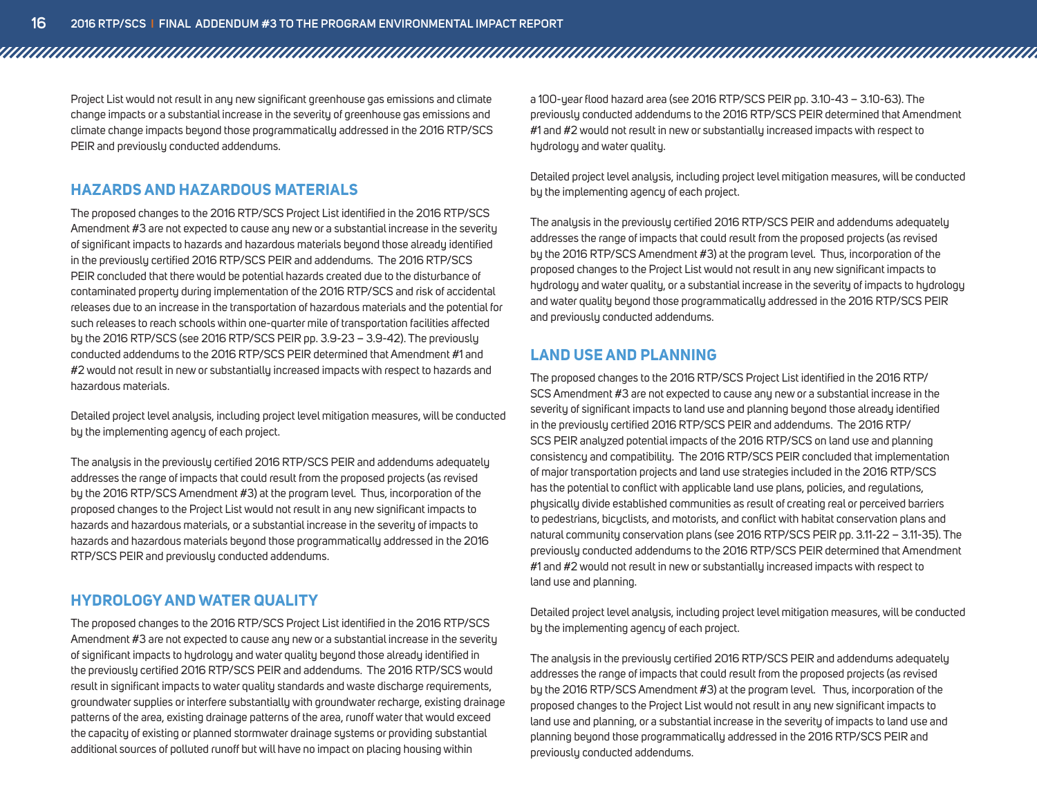Project List would not result in any new significant greenhouse gas emissions and climate change impacts or a substantial increase in the severity of greenhouse gas emissions and climate change impacts beyond those programmatically addressed in the 2016 RTP/SCS PEIR and previously conducted addendums.

## HAZARDS AND HAZARDOUS MATERIALS

The proposed changes to the 2016 RTP/SCS Project List identified in the 2016 RTP/SCS Amendment #3 are not expected to cause any new or a substantial increase in the severity of significant impacts to hazards and hazardous materials beyond those already identified in the previously certified 2016 RTP/SCS PEIR and addendums. The 2016 RTP/SCS PEIR concluded that there would be potential hazards created due to the disturbance of contaminated property during implementation of the 2016 RTP/SCS and risk of accidental releases due to an increase in the transportation of hazardous materials and the potential for such releases to reach schools within one-quarter mile of transportation facilities affected by the 2016 RTP/SCS (see 2016 RTP/SCS PEIR pp. 3.9-23 – 3.9-42). The previously conducted addendums to the 2016 RTP/SCS PEIR determined that Amendment #1 and #2 would not result in new or substantially increased impacts with respect to hazards and hazardous materials.

Detailed project level analysis, including project level mitigation measures, will be conducted by the implementing agency of each project.

The analysis in the previously certified 2016 RTP/SCS PEIR and addendums adequately addresses the range of impacts that could result from the proposed projects (as revised by the 2016 RTP/SCS Amendment #3) at the program level. Thus, incorporation of the proposed changes to the Project List would not result in any new significant impacts to hazards and hazardous materials, or a substantial increase in the severity of impacts to hazards and hazardous materials beyond those programmatically addressed in the 2016 RTP/SCS PEIR and previously conducted addendums.

## HYDROLOGY AND WATER QUALITY

The proposed changes to the 2016 RTP/SCS Project List identified in the 2016 RTP/SCS Amendment #3 are not expected to cause any new or a substantial increase in the severity of significant impacts to hydrology and water quality beyond those already identified in the previously certified 2016 RTP/SCS PEIR and addendums. The 2016 RTP/SCS would result in significant impacts to water quality standards and waste discharge requirements, groundwater supplies or interfere substantially with groundwater recharge, existing drainage patterns of the area, existing drainage patterns of the area, runoff water that would exceed the capacity of existing or planned stormwater drainage systems or providing substantial additional sources of polluted runoff but will have no impact on placing housing within a 100-year flood hazard area (see 2016 RTP/SCS PEIR pp. 3.10-43 – 3.10-63). The previously conducted addendums to the 2016 RTP/SCS PEIR determined that Amendment #1 and #2 would not result in new or substantially increased impacts with respect to hydrology and water quality.

Detailed project level analysis, including project level mitigation measures, will be conducted by the implementing agency of each project.

The analysis in the previously certified 2016 RTP/SCS PEIR and addendums adequately addresses the range of impacts that could result from the proposed projects (as revised by the 2016 RTP/SCS Amendment #3) at the program level. Thus, incorporation of the proposed changes to the Project List would not result in any new significant impacts to hydrology and water quality, or a substantial increase in the severity of impacts to hydrology and water quality beyond those programmatically addressed in the 2016 RTP/SCS PEIR and previously conducted addendums.

## LAND USE AND PLANNING

The proposed changes to the 2016 RTP/SCS Project List identified in the 2016 RTP/SCS Amendment #3 are not expected to cause any new or a substantial increase in the severity of significant impacts to land use and planning beyond those already identified in the previously certified 2016 RTP/SCS PEIR and addendums. The 2016 RTP/SCS PEIR analyzed potential impacts of the 2016 RTP/SCS on land use and planning consistency and compatibility. The 2016 RTP/SCS PEIR concluded that implementation of major transportation projects and land use strategies included in the 2016 RTP/SCS has the potential to conflict with applicable land use plans, policies, and regulations, physically divide established communities as result of creating real or perceived barriers to pedestrians, bicyclists, and motorists, and conflict with habitat conservation plans and natural community conservation plans (see 2016 RTP/SCS PEIR pp. 3.11-22 – 3.11-35). The previously conducted addendums to the 2016 RTP/SCS PEIR determined that Amendment #1 and #2 would not result in new or substantially increased impacts with respect to land use and planning.

Detailed project level analysis, including project level mitigation measures, will be conducted by the implementing agency of each project.

The analysis in the previously certified 2016 RTP/SCS PEIR and addendums adequately addresses the range of impacts that could result from the proposed projects (as revised by the 2016 RTP/SCS Amendment #3) at the program level. Thus, incorporation of the proposed changes to the Project List would not result in any new significant impacts to land use and planning, or a substantial increase in the severity of impacts to land use and planning beyond those programmatically addressed in the 2016 RTP/SCS PEIR and previously conducted addendums.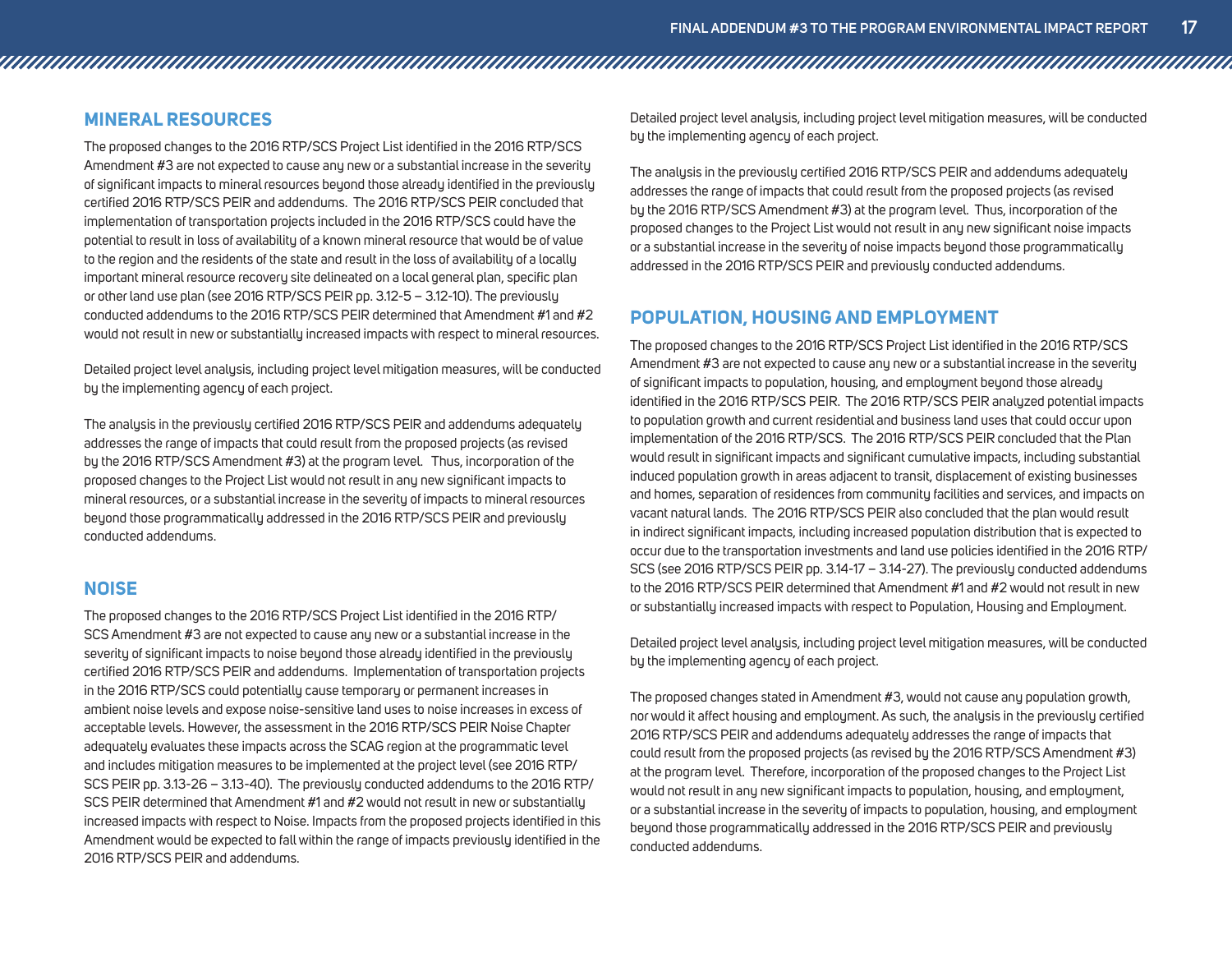## MINERAL RESOURCES

The proposed changes to the 2016 RTP/SCS Project List identified in the 2016 RTP/SCS Amendment #3 are not expected to cause any new or a substantial increase in the severity of significant impacts to mineral resources beyond those already identified in the previously certified 2016 RTP/SCS PEIR and addendums. The 2016 RTP/SCS PEIR concluded that implementation of transportation projects included in the 2016 RTP/SCS could have the potential to result in loss of availability of a known mineral resource that would be of value to the region and the residents of the state and result in the loss of availability of a locally important mineral resource recovery site delineated on a local general plan, specific plan or other land use plan (see 2016 RTP/SCS PEIR pp. 3.12-5 – 3.12-10). The previously conducted addendums to the 2016 RTP/SCS PEIR determined that Amendment #1 and #2 would not result in new or substantially increased impacts with respect to mineral resources.

Detailed project level analysis, including project level mitigation measures, will be conducted by the implementing agency of each project.

The analysis in the previously certified 2016 RTP/SCS PEIR and addendums adequately addresses the range of impacts that could result from the proposed projects (as revised by the 2016 RTP/SCS Amendment #3) at the program level. Thus, incorporation of the proposed changes to the Project List would not result in any new significant impacts to mineral resources, or a substantial increase in the severity of impacts to mineral resources beyond those programmatically addressed in the 2016 RTP/SCS PEIR and previously conducted addendums.

## NOISE

The proposed changes to the 2016 RTP/SCS Project List identified in the 2016 RTP/SCS Amendment #3 are not expected to cause any new or a substantial increase in the severity of significant impacts to noise beyond those already identified in the previously certified 2016 RTP/SCS PEIR and addendums. Implementation of transportation projects in the 2016 RTP/SCS could potentially cause temporary or permanent increases in ambient noise levels and expose noise-sensitive land uses to noise increases in excess of acceptable levels. However, the assessment in the 2016 RTP/SCS PEIR Noise Chapter adequately evaluates these impacts across the SCAG region at the programmatic level and includes mitigation measures to be implemented at the project level (see 2016 RTP/SCS PEIR pp. 3.13-26 – 3.13-40). The previously conducted addendums to the 2016 RTP/SCS PEIR determined that Amendment #1 and #2 would not result in new or substantially increased impacts with respect to Noise. Impacts from the proposed projects identified in this Amendment would be expected to fall within the range of impacts previously identified in the 2016 RTP/SCS PEIR and addendums.

Detailed project level analysis, including project level mitigation measures, will be conducted by the implementing agency of each project.

The analysis in the previously certified 2016 RTP/SCS PEIR and addendums adequately addresses the range of impacts that could result from the proposed projects (as revised by the 2016 RTP/SCS Amendment #3) at the program level. Thus, incorporation of the proposed changes to the Project List would not result in any new significant noise impacts or a substantial increase in the severity of noise impacts beyond those programmatically addressed in the 2016 RTP/SCS PEIR and previously conducted addendums.

## POPULATION, HOUSING AND EMPLOYMENT

The proposed changes to the 2016 RTP/SCS Project List identified in the 2016 RTP/SCS Amendment #3 are not expected to cause any new or a substantial increase in the severity of significant impacts to population, housing, and employment beyond those already identified in the 2016 RTP/SCS PEIR. The 2016 RTP/SCS PEIR analyzed potential impacts to population growth and current residential and business land uses that could occur upon implementation of the 2016 RTP/SCS. The 2016 RTP/SCS PEIR concluded that the Plan would result in significant impacts and significant cumulative impacts, including substantial induced population growth in areas adjacent to transit, displacement of existing businesses and homes, separation of residences from community facilities and services, and impacts on vacant natural lands. The 2016 RTP/SCS PEIR also concluded that the plan would result in indirect significant impacts, including increased population distribution that is expected to occur due to the transportation investments and land use policies identified in the 2016 RTP/SCS (see 2016 RTP/SCS PEIR pp. 3.14-17 – 3.14-27). The previously conducted addendums to the 2016 RTP/SCS PEIR determined that Amendment #1 and #2 would not result in new or substantially increased impacts with respect to Population, Housing and Employment.

Detailed project level analysis, including project level mitigation measures, will be conducted by the implementing agency of each project.

The proposed changes stated in Amendment #3, would not cause any population growth, nor would it affect housing and employment. As such, the analysis in the previously certified 2016 RTP/SCS PEIR and addendums adequately addresses the range of impacts that could result from the proposed projects (as revised by the 2016 RTP/SCS Amendment #3) at the program level. Therefore, incorporation of the proposed changes to the Project List would not result in any new significant impacts to population, housing, and employment, or a substantial increase in the severity of impacts to population, housing, and employment beyond those programmatically addressed in the 2016 RTP/SCS PEIR and previously conducted addendums.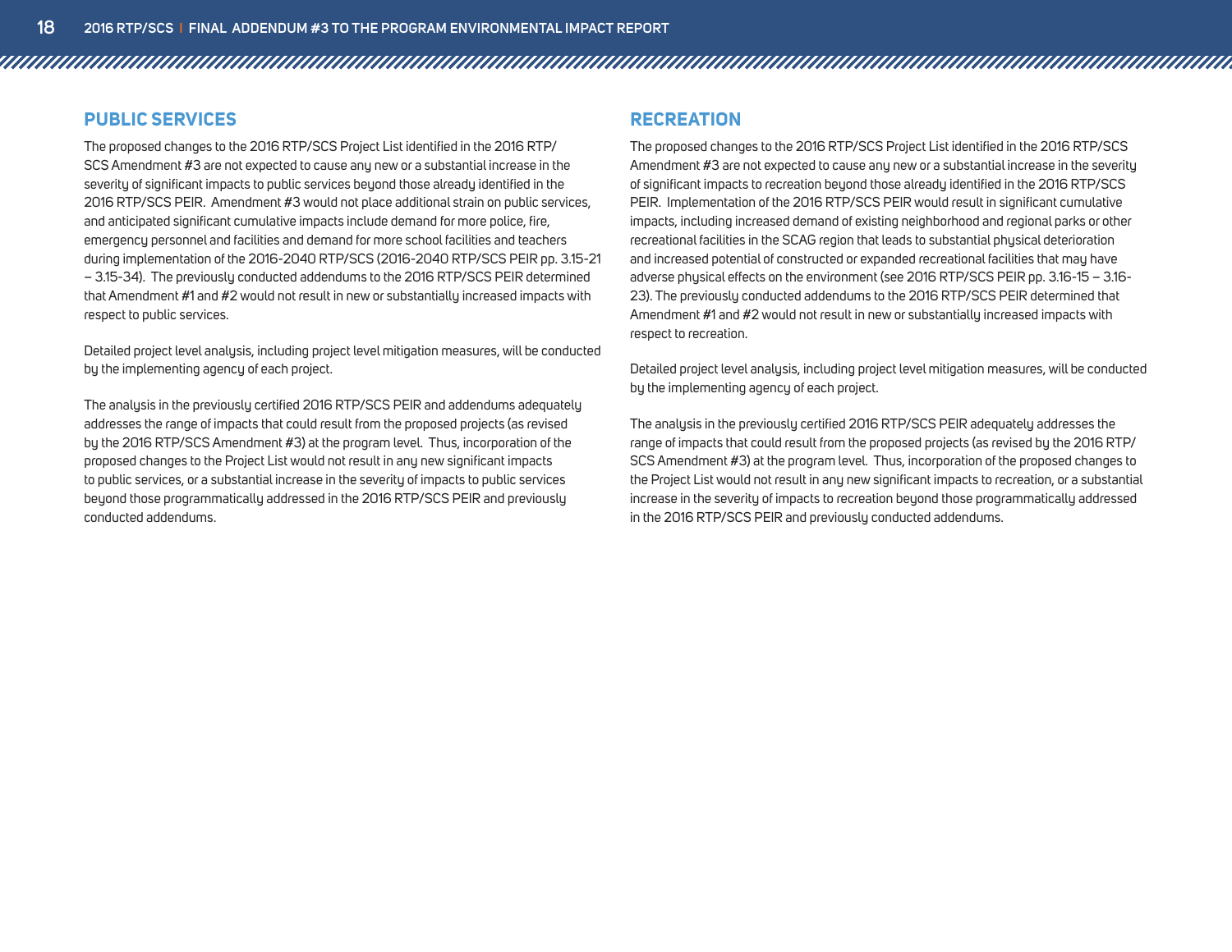## PUBLIC SERVICES

The proposed changes to the 2016 RTP/SCS Project List identified in the 2016 RTP/SCS Amendment #3 are not expected to cause any new or a substantial increase in the severity of significant impacts to public services beyond those already identified in the 2016 RTP/SCS PEIR. Amendment #3 would not place additional strain on public services, and anticipated significant cumulative impacts include demand for more police, fire, emergency personnel and facilities and demand for more school facilities and teachers during implementation of the 2016-2040 RTP/SCS (2016-2040 RTP/SCS PEIR pp. 3.15-21 – 3.15-34). The previously conducted addendums to the 2016 RTP/SCS PEIR determined that Amendment #1 and #2 would not result in new or substantially increased impacts with respect to public services.

Detailed project level analysis, including project level mitigation measures, will be conducted by the implementing agency of each project.

The analysis in the previously certified 2016 RTP/SCS PEIR and addendums adequately addresses the range of impacts that could result from the proposed projects (as revised by the 2016 RTP/SCS Amendment #3) at the program level. Thus, incorporation of the proposed changes to the Project List would not result in any new significant impacts to public services, or a substantial increase in the severity of impacts to public services beyond those programmatically addressed in the 2016 RTP/SCS PEIR and previously conducted addendums.

## RECREATION

The proposed changes to the 2016 RTP/SCS Project List identified in the 2016 RTP/SCS Amendment #3 are not expected to cause any new or a substantial increase in the severity of significant impacts to recreation beyond those already identified in the 2016 RTP/SCS PEIR. Implementation of the 2016 RTP/SCS PEIR would result in significant cumulative impacts, including increased demand of existing neighborhood and regional parks or other recreational facilities in the SCAG region that leads to substantial physical deterioration and increased potential of constructed or expanded recreational facilities that may have adverse physical effects on the environment (see 2016 RTP/SCS PEIR pp. 3.16-15 – 3.16-23). The previously conducted addendums to the 2016 RTP/SCS PEIR determined that Amendment #1 and #2 would not result in new or substantially increased impacts with respect to recreation.

Detailed project level analysis, including project level mitigation measures, will be conducted by the implementing agency of each project.

The analysis in the previously certified 2016 RTP/SCS PEIR adequately addresses the range of impacts that could result from the proposed projects (as revised by the 2016 RTP/SCS Amendment #3) at the program level. Thus, incorporation of the proposed changes to the Project List would not result in any new significant impacts to recreation, or a substantial increase in the severity of impacts to recreation beyond those programmatically addressed in the 2016 RTP/SCS PEIR and previously conducted addendums.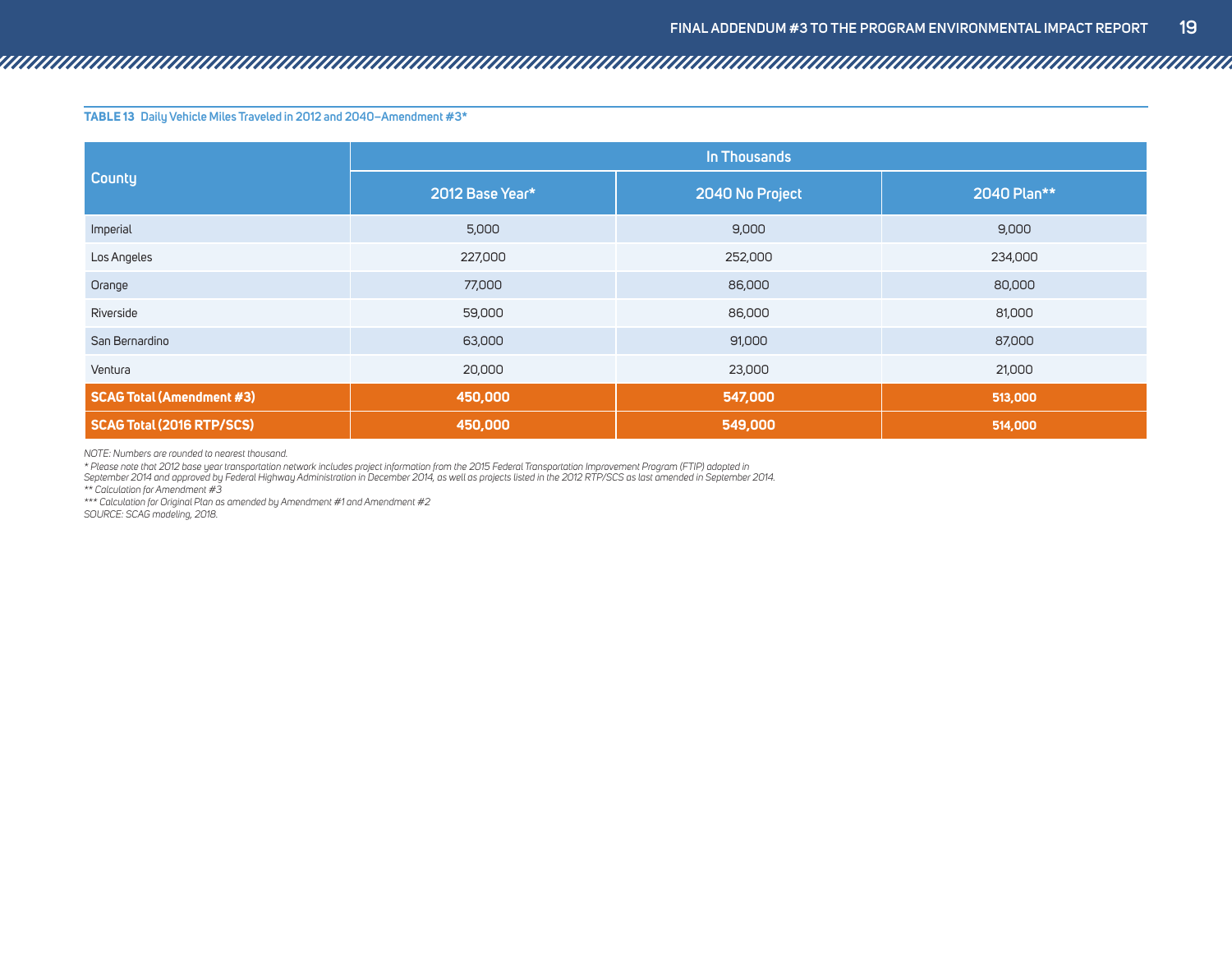**TABLE 13** Daily Vehicle Miles Traveled in 2012 and 2040–Amendment #3*

| County | In Thousands | | |
|---|---|---|---|
| | 2012 Base Year* | 2040 No Project | 2040 Plan** |
| Imperial | 5,000 | 9,000 | 9,000 |
| Los Angeles | 227,000 | 252,000 | 234,000 |
| Orange | 77,000 | 86,000 | 80,000 |
| Riverside | 59,000 | 86,000 | 81,000 |
| San Bernardino | 63,000 | 91,000 | 87,000 |
| Ventura | 20,000 | 23,000 | 21,000 |
| **SCAG Total (Amendment #3)** | **450,000** | **547,000** | **513,000** |
| **SCAG Total (2016 RTP/SCS)** | **450,000** | **549,000** | **514,000** |

*NOTE: Numbers are rounded to nearest thousand.*

*\* Please note that 2012 base year transportation network includes project information from the 2015 Federal Transportation Improvement Program (FTIP) adopted in September 2014 and approved by Federal Highway Administration in December 2014, as well as projects listed in the 2012 RTP/SCS as last amended in September 2014.*

*\*\* Calculation for Amendment #3*

*\*\*\* Calculation for Original Plan as amended by Amendment #1 and Amendment #2*

*SOURCE: SCAG modeling, 2018.*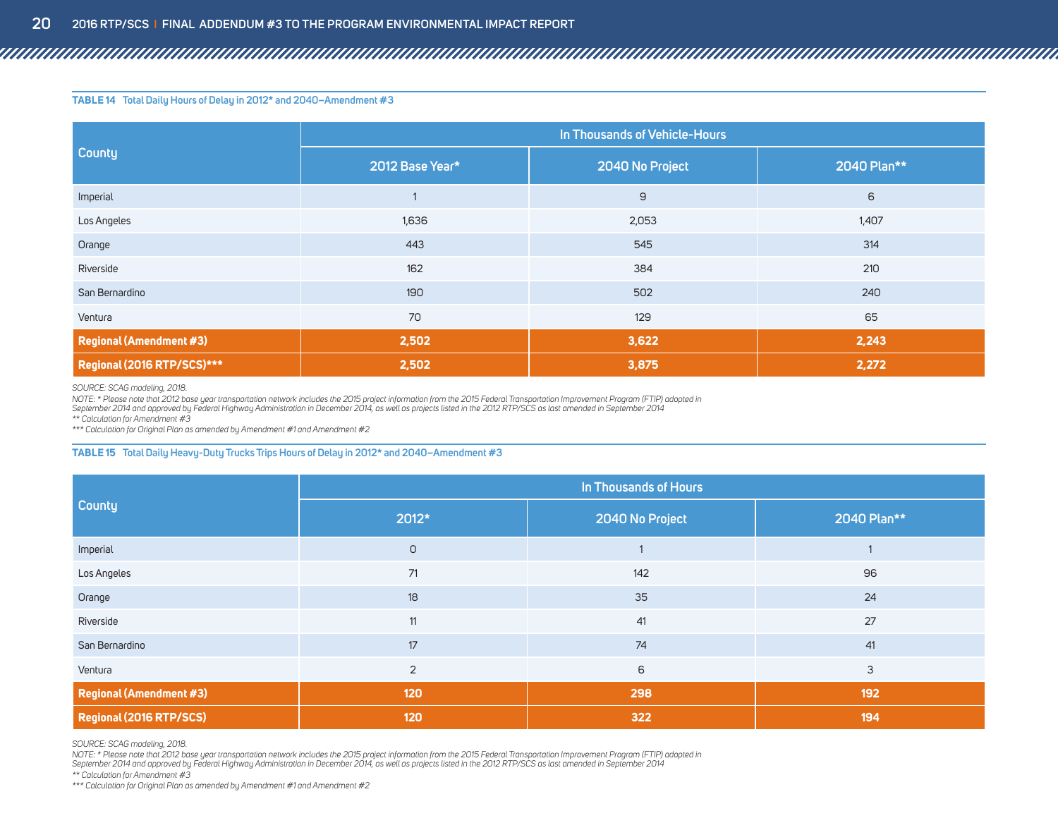**TABLE 14** Total Daily Hours of Delay in 2012* and 2040–Amendment #3

| County | In Thousands of Vehicle-Hours | | |
|---|---|---|---|
| | 2012 Base Year* | 2040 No Project | 2040 Plan** |
| Imperial | 1 | 9 | 6 |
| Los Angeles | 1,636 | 2,053 | 1,407 |
| Orange | 443 | 545 | 314 |
| Riverside | 162 | 384 | 210 |
| San Bernardino | 190 | 502 | 240 |
| Ventura | 70 | 129 | 65 |
| **Regional (Amendment #3)** | **2,502** | **3,622** | **2,243** |
| **Regional (2016 RTP/SCS)***** | **2,502** | **3,875** | **2,272** |

*SOURCE: SCAG modeling, 2018.*
*NOTE: * Please note that 2012 base year transportation network includes the 2015 project information from the 2015 Federal Transportation Improvement Program (FTIP) adopted in September 2014 and approved by Federal Highway Administration in December 2014, as well as projects listed in the 2012 RTP/SCS as last amended in September 2014*
*** Calculation for Amendment #3*
**** Calculation for Original Plan as amended by Amendment #1 and Amendment #2*

**TABLE 15** Total Daily Heavy-Duty Trucks Trips Hours of Delay in 2012* and 2040–Amendment #3

| County | In Thousands of Hours | | |
|---|---|---|---|
| | 2012* | 2040 No Project | 2040 Plan** |
| Imperial | 0 | 1 | 1 |
| Los Angeles | 71 | 142 | 96 |
| Orange | 18 | 35 | 24 |
| Riverside | 11 | 41 | 27 |
| San Bernardino | 17 | 74 | 41 |
| Ventura | 2 | 6 | 3 |
| **Regional (Amendment #3)** | **120** | **298** | **192** |
| **Regional (2016 RTP/SCS)** | **120** | **322** | **194** |

*SOURCE: SCAG modeling, 2018.*
*NOTE: * Please note that 2012 base year transportation network includes the 2015 project information from the 2015 Federal Transportation Improvement Program (FTIP) adopted in September 2014 and approved by Federal Highway Administration in December 2014, as well as projects listed in the 2012 RTP/SCS as last amended in September 2014*
*** Calculation for Amendment #3*
**** Calculation for Original Plan as amended by Amendment #1 and Amendment #2*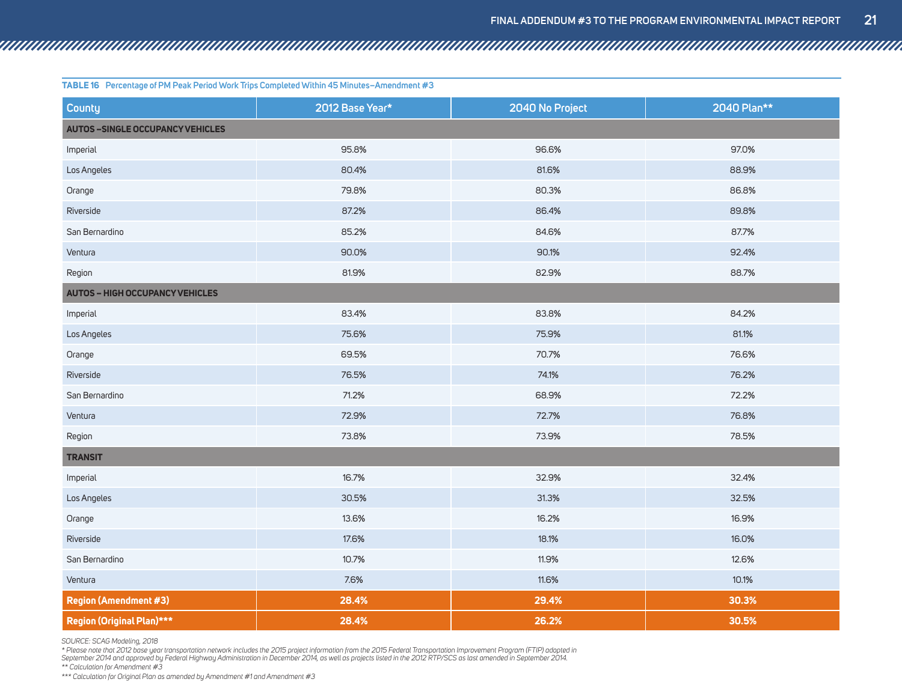**TABLE 16** Percentage of PM Peak Period Work Trips Completed Within 45 Minutes–Amendment #3

| County | 2012 Base Year* | 2040 No Project | 2040 Plan** |
|---|---|---|---|
| **AUTOS –SINGLE OCCUPANCY VEHICLES** | | | |
| Imperial | 95.8% | 96.6% | 97.0% |
| Los Angeles | 80.4% | 81.6% | 88.9% |
| Orange | 79.8% | 80.3% | 86.8% |
| Riverside | 87.2% | 86.4% | 89.8% |
| San Bernardino | 85.2% | 84.6% | 87.7% |
| Ventura | 90.0% | 90.1% | 92.4% |
| Region | 81.9% | 82.9% | 88.7% |
| **AUTOS – HIGH OCCUPANCY VEHICLES** | | | |
| Imperial | 83.4% | 83.8% | 84.2% |
| Los Angeles | 75.6% | 75.9% | 81.1% |
| Orange | 69.5% | 70.7% | 76.6% |
| Riverside | 76.5% | 74.1% | 76.2% |
| San Bernardino | 71.2% | 68.9% | 72.2% |
| Ventura | 72.9% | 72.7% | 76.8% |
| Region | 73.8% | 73.9% | 78.5% |
| **TRANSIT** | | | |
| Imperial | 16.7% | 32.9% | 32.4% |
| Los Angeles | 30.5% | 31.3% | 32.5% |
| Orange | 13.6% | 16.2% | 16.9% |
| Riverside | 17.6% | 18.1% | 16.0% |
| San Bernardino | 10.7% | 11.9% | 12.6% |
| Ventura | 7.6% | 11.6% | 10.1% |
| **Region (Amendment #3)** | **28.4%** | **29.4%** | **30.3%** |
| **Region (Original Plan)***** | **28.4%** | **26.2%** | **30.5%** |

*SOURCE: SCAG Modeling, 2018*

*\* Please note that 2012 base year transportation network includes the 2015 project information from the 2015 Federal Transportation Improvement Program (FTIP) adopted in September 2014 and approved by Federal Highway Administration in December 2014, as well as projects listed in the 2012 RTP/SCS as last amended in September 2014.*

*\*\* Calculation for Amendment #3*

*\*\*\* Calculation for Original Plan as amended by Amendment #1 and Amendment #3*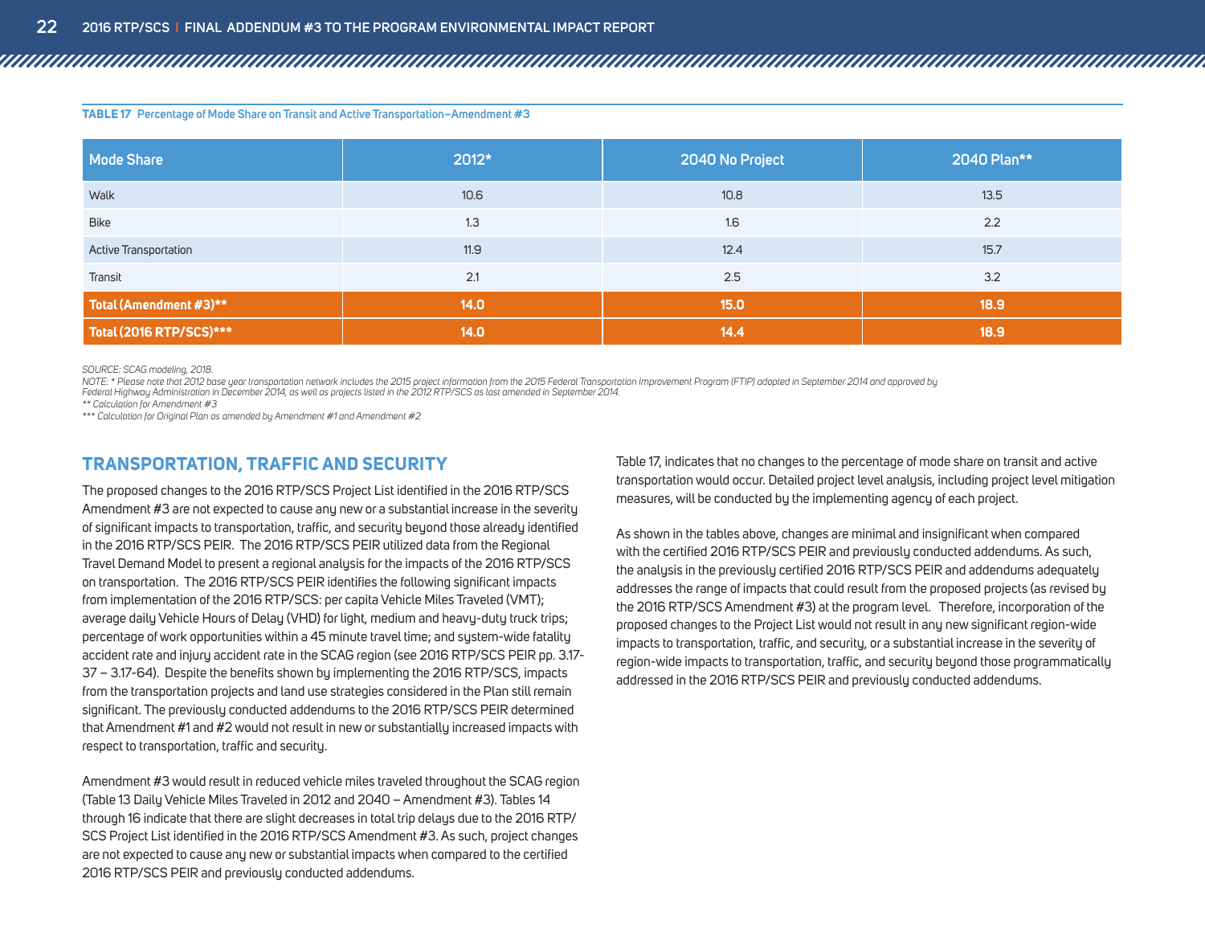**TABLE 17** Percentage of Mode Share on Transit and Active Transportation–Amendment #3

| Mode Share | 2012* | 2040 No Project | 2040 Plan** |
|---|---|---|---|
| Walk | 10.6 | 10.8 | 13.5 |
| Bike | 1.3 | 1.6 | 2.2 |
| Active Transportation | 11.9 | 12.4 | 15.7 |
| Transit | 2.1 | 2.5 | 3.2 |
| **Total (Amendment #3)\*\*** | **14.0** | **15.0** | **18.9** |
| **Total (2016 RTP/SCS)\*\*\*** | **14.0** | **14.4** | **18.9** |

*SOURCE: SCAG modeling, 2018.*
*NOTE: * Please note that 2012 base year transportation network includes the 2015 project information from the 2015 Federal Transportation Improvement Program (FTIP) adopted in September 2014 and approved by Federal Highway Administration in December 2014, as well as projects listed in the 2012 RTP/SCS as last amended in September 2014.*
*** Calculation for Amendment #3*
**** Calculation for Original Plan as amended by Amendment #1 and Amendment #2*

## TRANSPORTATION, TRAFFIC AND SECURITY

The proposed changes to the 2016 RTP/SCS Project List identified in the 2016 RTP/SCS Amendment #3 are not expected to cause any new or a substantial increase in the severity of significant impacts to transportation, traffic, and security beyond those already identified in the 2016 RTP/SCS PEIR. The 2016 RTP/SCS PEIR utilized data from the Regional Travel Demand Model to present a regional analysis for the impacts of the 2016 RTP/SCS on transportation. The 2016 RTP/SCS PEIR identifies the following significant impacts from implementation of the 2016 RTP/SCS: per capita Vehicle Miles Traveled (VMT); average daily Vehicle Hours of Delay (VHD) for light, medium and heavy-duty truck trips; percentage of work opportunities within a 45 minute travel time; and system-wide fatality accident rate and injury accident rate in the SCAG region (see 2016 RTP/SCS PEIR pp. 3.17-37 – 3.17-64). Despite the benefits shown by implementing the 2016 RTP/SCS, impacts from the transportation projects and land use strategies considered in the Plan still remain significant. The previously conducted addendums to the 2016 RTP/SCS PEIR determined that Amendment #1 and #2 would not result in new or substantially increased impacts with respect to transportation, traffic and security.

Amendment #3 would result in reduced vehicle miles traveled throughout the SCAG region (Table 13 Daily Vehicle Miles Traveled in 2012 and 2040 – Amendment #3). Tables 14 through 16 indicate that there are slight decreases in total trip delays due to the 2016 RTP/SCS Project List identified in the 2016 RTP/SCS Amendment #3. As such, project changes are not expected to cause any new or substantial impacts when compared to the certified 2016 RTP/SCS PEIR and previously conducted addendums.

Table 17, indicates that no changes to the percentage of mode share on transit and active transportation would occur. Detailed project level analysis, including project level mitigation measures, will be conducted by the implementing agency of each project.

As shown in the tables above, changes are minimal and insignificant when compared with the certified 2016 RTP/SCS PEIR and previously conducted addendums. As such, the analysis in the previously certified 2016 RTP/SCS PEIR and addendums adequately addresses the range of impacts that could result from the proposed projects (as revised by the 2016 RTP/SCS Amendment #3) at the program level. Therefore, incorporation of the proposed changes to the Project List would not result in any new significant region-wide impacts to transportation, traffic, and security, or a substantial increase in the severity of region-wide impacts to transportation, traffic, and security beyond those programmatically addressed in the 2016 RTP/SCS PEIR and previously conducted addendums.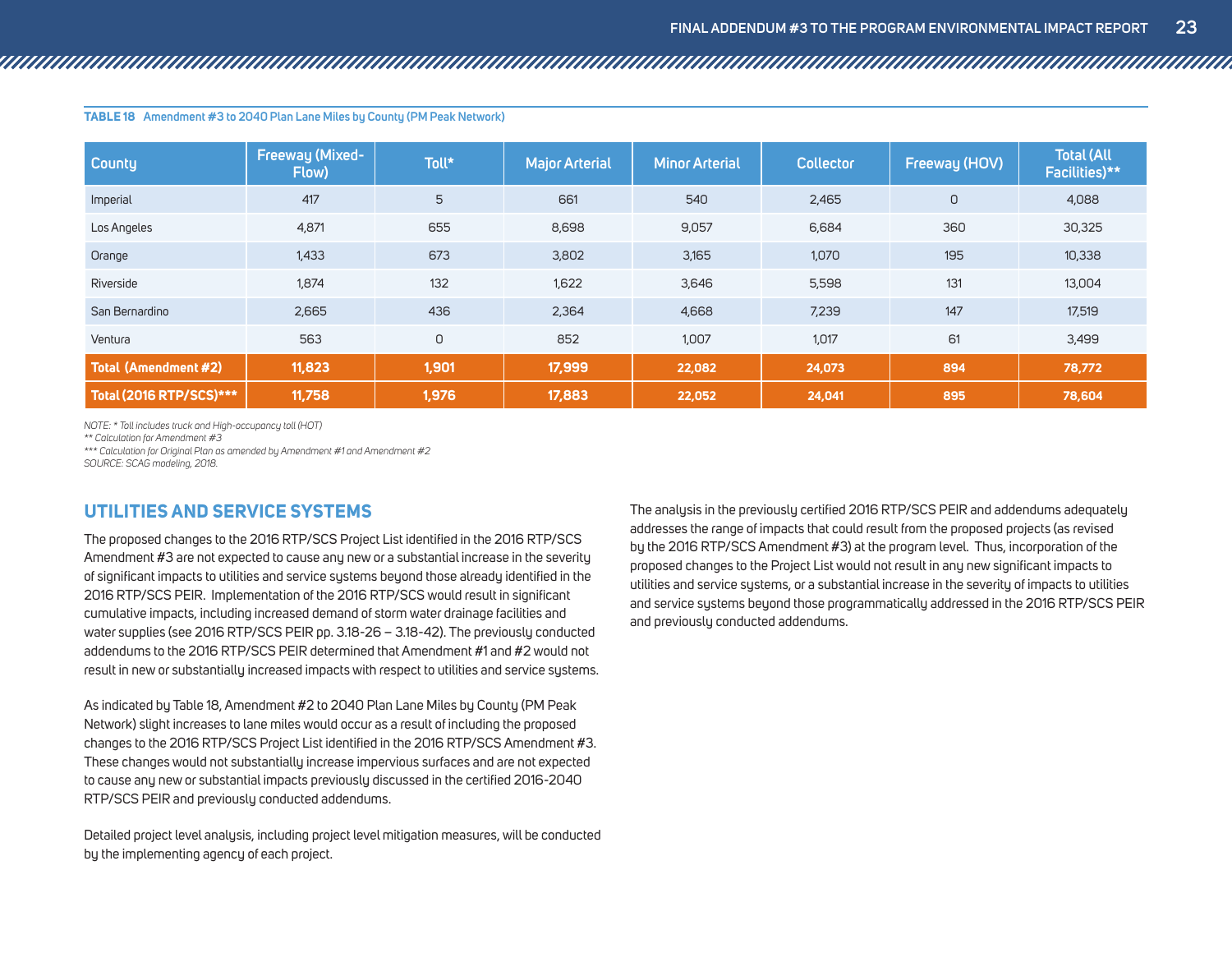**TABLE 18** Amendment #3 to 2040 Plan Lane Miles by County (PM Peak Network)

| County | Freeway (Mixed-Flow) | Toll* | Major Arterial | Minor Arterial | Collector | Freeway (HOV) | Total (All Facilities)** |
|---|---|---|---|---|---|---|---|
| Imperial | 417 | 5 | 661 | 540 | 2,465 | 0 | 4,088 |
| Los Angeles | 4,871 | 655 | 8,698 | 9,057 | 6,684 | 360 | 30,325 |
| Orange | 1,433 | 673 | 3,802 | 3,165 | 1,070 | 195 | 10,338 |
| Riverside | 1,874 | 132 | 1,622 | 3,646 | 5,598 | 131 | 13,004 |
| San Bernardino | 2,665 | 436 | 2,364 | 4,668 | 7,239 | 147 | 17,519 |
| Ventura | 563 | 0 | 852 | 1,007 | 1,017 | 61 | 3,499 |
| **Total (Amendment #2)** | **11,823** | **1,901** | **17,999** | **22,082** | **24,073** | **894** | **78,772** |
| **Total (2016 RTP/SCS)*** ** | **11,758** | **1,976** | **17,883** | **22,052** | **24,041** | **895** | **78,604** |

*NOTE: * Toll includes truck and High-occupancy toll (HOT)*
*** Calculation for Amendment #3*
**** Calculation for Original Plan as amended by Amendment #1 and Amendment #2*
*SOURCE: SCAG modeling, 2018.*

## UTILITIES AND SERVICE SYSTEMS

The proposed changes to the 2016 RTP/SCS Project List identified in the 2016 RTP/SCS Amendment #3 are not expected to cause any new or a substantial increase in the severity of significant impacts to utilities and service systems beyond those already identified in the 2016 RTP/SCS PEIR. Implementation of the 2016 RTP/SCS would result in significant cumulative impacts, including increased demand of storm water drainage facilities and water supplies (see 2016 RTP/SCS PEIR pp. 3.18-26 – 3.18-42). The previously conducted addendums to the 2016 RTP/SCS PEIR determined that Amendment #1 and #2 would not result in new or substantially increased impacts with respect to utilities and service systems.

As indicated by Table 18, Amendment #2 to 2040 Plan Lane Miles by County (PM Peak Network) slight increases to lane miles would occur as a result of including the proposed changes to the 2016 RTP/SCS Project List identified in the 2016 RTP/SCS Amendment #3. These changes would not substantially increase impervious surfaces and are not expected to cause any new or substantial impacts previously discussed in the certified 2016-2040 RTP/SCS PEIR and previously conducted addendums.

Detailed project level analysis, including project level mitigation measures, will be conducted by the implementing agency of each project.

The analysis in the previously certified 2016 RTP/SCS PEIR and addendums adequately addresses the range of impacts that could result from the proposed projects (as revised by the 2016 RTP/SCS Amendment #3) at the program level. Thus, incorporation of the proposed changes to the Project List would not result in any new significant impacts to utilities and service systems, or a substantial increase in the severity of impacts to utilities and service systems beyond those programmatically addressed in the 2016 RTP/SCS PEIR and previously conducted addendums.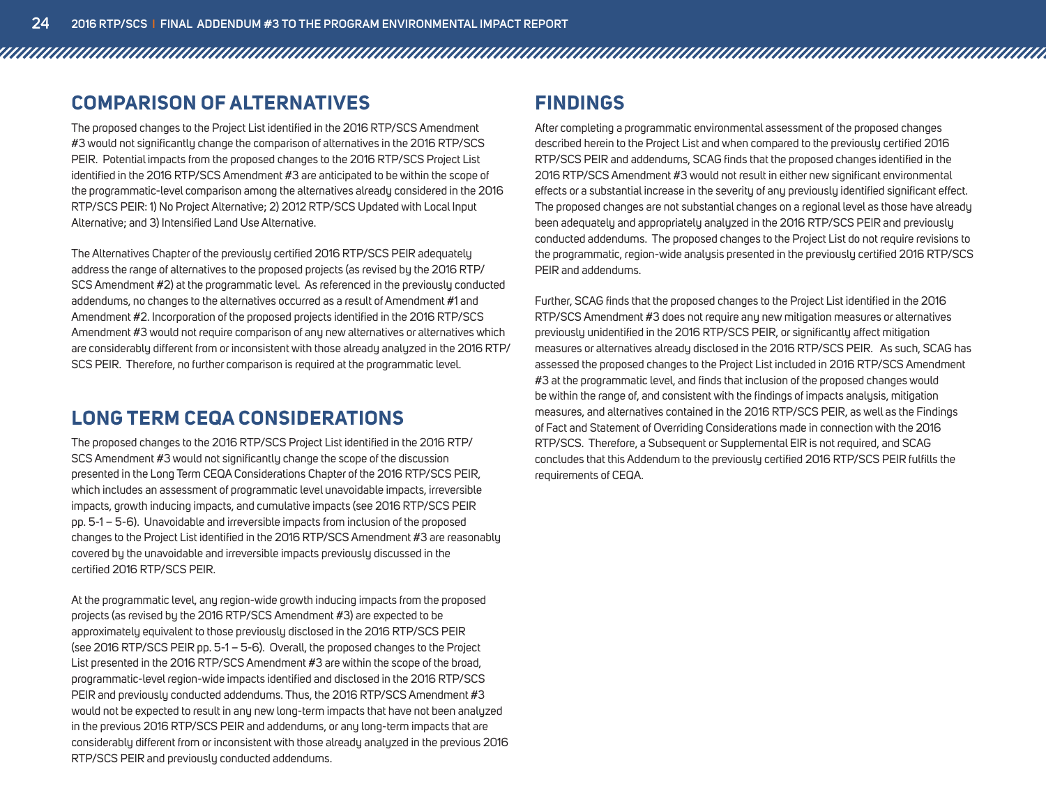## COMPARISON OF ALTERNATIVES

The proposed changes to the Project List identified in the 2016 RTP/SCS Amendment #3 would not significantly change the comparison of alternatives in the 2016 RTP/SCS PEIR. Potential impacts from the proposed changes to the 2016 RTP/SCS Project List identified in the 2016 RTP/SCS Amendment #3 are anticipated to be within the scope of the programmatic-level comparison among the alternatives already considered in the 2016 RTP/SCS PEIR: 1) No Project Alternative; 2) 2012 RTP/SCS Updated with Local Input Alternative; and 3) Intensified Land Use Alternative.

The Alternatives Chapter of the previously certified 2016 RTP/SCS PEIR adequately address the range of alternatives to the proposed projects (as revised by the 2016 RTP/SCS Amendment #2) at the programmatic level. As referenced in the previously conducted addendums, no changes to the alternatives occurred as a result of Amendment #1 and Amendment #2. Incorporation of the proposed projects identified in the 2016 RTP/SCS Amendment #3 would not require comparison of any new alternatives or alternatives which are considerably different from or inconsistent with those already analyzed in the 2016 RTP/SCS PEIR. Therefore, no further comparison is required at the programmatic level.

## LONG TERM CEQA CONSIDERATIONS

The proposed changes to the 2016 RTP/SCS Project List identified in the 2016 RTP/SCS Amendment #3 would not significantly change the scope of the discussion presented in the Long Term CEQA Considerations Chapter of the 2016 RTP/SCS PEIR, which includes an assessment of programmatic level unavoidable impacts, irreversible impacts, growth inducing impacts, and cumulative impacts (see 2016 RTP/SCS PEIR pp. 5-1 – 5-6). Unavoidable and irreversible impacts from inclusion of the proposed changes to the Project List identified in the 2016 RTP/SCS Amendment #3 are reasonably covered by the unavoidable and irreversible impacts previously discussed in the certified 2016 RTP/SCS PEIR.

At the programmatic level, any region-wide growth inducing impacts from the proposed projects (as revised by the 2016 RTP/SCS Amendment #3) are expected to be approximately equivalent to those previously disclosed in the 2016 RTP/SCS PEIR (see 2016 RTP/SCS PEIR pp. 5-1 – 5-6). Overall, the proposed changes to the Project List presented in the 2016 RTP/SCS Amendment #3 are within the scope of the broad, programmatic-level region-wide impacts identified and disclosed in the 2016 RTP/SCS PEIR and previously conducted addendums. Thus, the 2016 RTP/SCS Amendment #3 would not be expected to result in any new long-term impacts that have not been analyzed in the previous 2016 RTP/SCS PEIR and addendums, or any long-term impacts that are considerably different from or inconsistent with those already analyzed in the previous 2016 RTP/SCS PEIR and previously conducted addendums.

## FINDINGS

After completing a programmatic environmental assessment of the proposed changes described herein to the Project List and when compared to the previously certified 2016 RTP/SCS PEIR and addendums, SCAG finds that the proposed changes identified in the 2016 RTP/SCS Amendment #3 would not result in either new significant environmental effects or a substantial increase in the severity of any previously identified significant effect. The proposed changes are not substantial changes on a regional level as those have already been adequately and appropriately analyzed in the 2016 RTP/SCS PEIR and previously conducted addendums. The proposed changes to the Project List do not require revisions to the programmatic, region-wide analysis presented in the previously certified 2016 RTP/SCS PEIR and addendums.

Further, SCAG finds that the proposed changes to the Project List identified in the 2016 RTP/SCS Amendment #3 does not require any new mitigation measures or alternatives previously unidentified in the 2016 RTP/SCS PEIR, or significantly affect mitigation measures or alternatives already disclosed in the 2016 RTP/SCS PEIR. As such, SCAG has assessed the proposed changes to the Project List included in 2016 RTP/SCS Amendment #3 at the programmatic level, and finds that inclusion of the proposed changes would be within the range of, and consistent with the findings of impacts analysis, mitigation measures, and alternatives contained in the 2016 RTP/SCS PEIR, as well as the Findings of Fact and Statement of Overriding Considerations made in connection with the 2016 RTP/SCS. Therefore, a Subsequent or Supplemental EIR is not required, and SCAG concludes that this Addendum to the previously certified 2016 RTP/SCS PEIR fulfills the requirements of CEQA.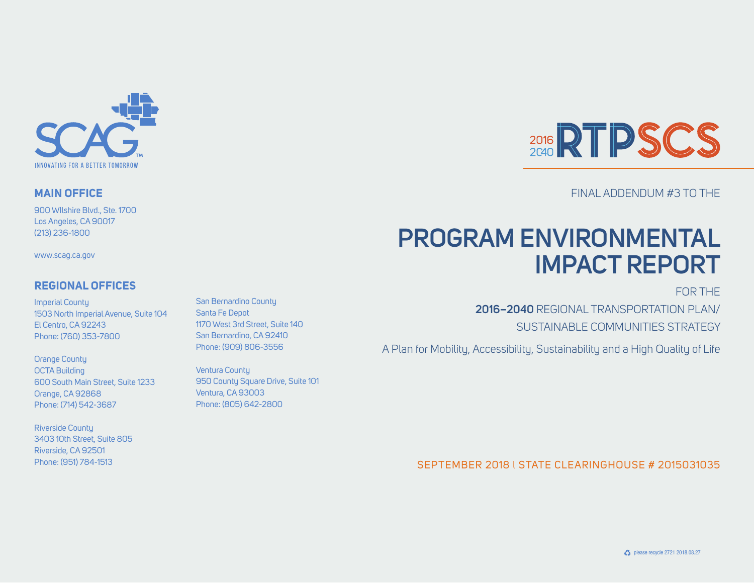SCAG

INNOVATING FOR A BETTER TOMORROW

## MAIN OFFICE

900 Wilshire Blvd., Ste. 1700
Los Angeles, CA 90017
(213) 236-1800

www.scag.ca.gov

## REGIONAL OFFICES

Imperial County
1503 North Imperial Avenue, Suite 104
El Centro, CA 92243
Phone: (760) 353-7800

Orange County
OCTA Building
600 South Main Street, Suite 1233
Orange, CA 92868
Phone: (714) 542-3687

Riverside County
3403 10th Street, Suite 805
Riverside, CA 92501
Phone: (951) 784-1513

San Bernardino County
Santa Fe Depot
1170 West 3rd Street, Suite 140
San Bernardino, CA 92410
Phone: (909) 806-3556

Ventura County
950 County Square Drive, Suite 101
Ventura, CA 93003
Phone: (805) 642-2800

2016 2040 RTPSCS

FINAL ADDENDUM #3 TO THE

# PROGRAM ENVIRONMENTAL IMPACT REPORT

FOR THE

**2016–2040** REGIONAL TRANSPORTATION PLAN/
SUSTAINABLE COMMUNITIES STRATEGY

A Plan for Mobility, Accessibility, Sustainability and a High Quality of Life

SEPTEMBER 2018 | STATE CLEARINGHOUSE # 2015031035

please recycle 2721 2018.08.27